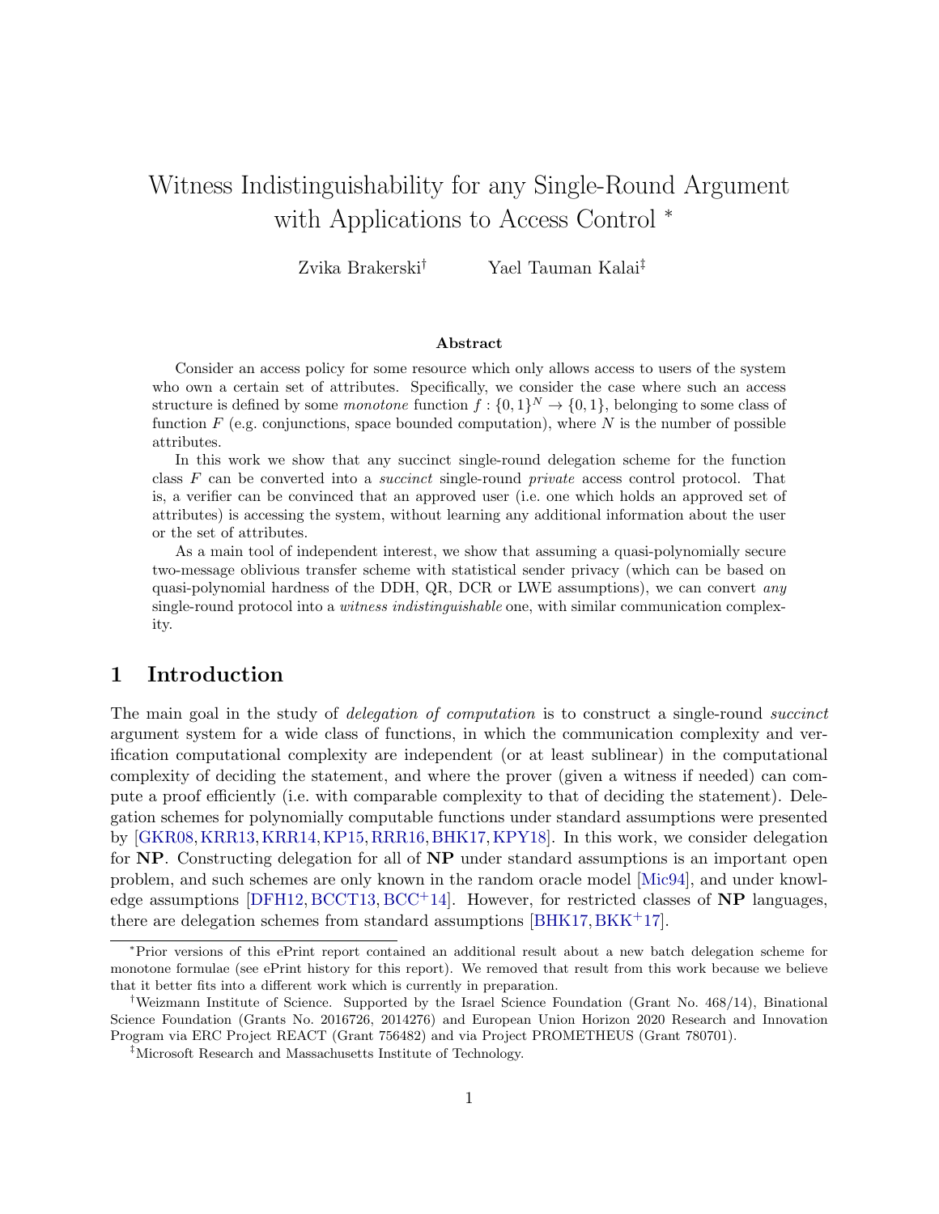# Witness Indistinguishability for any Single-Round Argument with Applications to Access Control [*]

Zvika Brakerski[†] Yael Tauman Kalai[‡]

### Abstract

Consider an access policy for some resource which only allows access to users of the system who own a certain set of attributes. Specifically, we consider the case where such an access structure is defined by some *monotone* function $f : \{0,1\}^N \to \{0,1\}$, belonging to some class of function $F$ (e.g. conjunctions, space bounded computation), where $N$ is the number of possible attributes.

In this work we show that any succinct single-round delegation scheme for the function class $F$ can be converted into a *succinct* single-round *private* access control protocol. That is, a verifier can be convinced that an approved user (i.e. one which holds an approved set of attributes) is accessing the system, without learning any additional information about the user or the set of attributes.

As a main tool of independent interest, we show that assuming a quasi-polynomially secure two-message oblivious transfer scheme with statistical sender privacy (which can be based on quasi-polynomial hardness of the DDH, QR, DCR or LWE assumptions), we can convert *any* single-round protocol into a *witness indistinguishable* one, with similar communication complexity.

## 1 Introduction

The main goal in the study of *delegation of computation* is to construct a single-round *succinct* argument system for a wide class of functions, in which the communication complexity and verification computational complexity are independent (or at least sublinear) in the computational complexity of deciding the statement, and where the prover (given a witness if needed) can compute a proof efficiently (i.e. with comparable complexity to that of deciding the statement). Delegation schemes for polynomially computable functions under standard assumptions were presented by [GKR08, KRR13, KRR14, KP15, RRR16, BHK17, KPY18]. In this work, we consider delegation for **NP**. Constructing delegation for all of **NP** under standard assumptions is an important open problem, and such schemes are only known in the random oracle model [Mic94], and under knowledge assumptions [DFH12, BCCT13, BCC+14]. However, for restricted classes of **NP** languages, there are delegation schemes from standard assumptions [BHK17, BKK+17].

---

[*] Prior versions of this ePrint report contained an additional result about a new batch delegation scheme for monotone formulae (see ePrint history for this report). We removed that result from this work because we believe that it better fits into a different work which is currently in preparation.

[†] Weizmann Institute of Science. Supported by the Israel Science Foundation (Grant No. 468/14), Binational Science Foundation (Grants No. 2016726, 2014276) and European Union Horizon 2020 Research and Innovation Program via ERC Project REACT (Grant 756482) and via Project PROMETHEUS (Grant 780701).

[‡] Microsoft Research and Massachusetts Institute of Technology.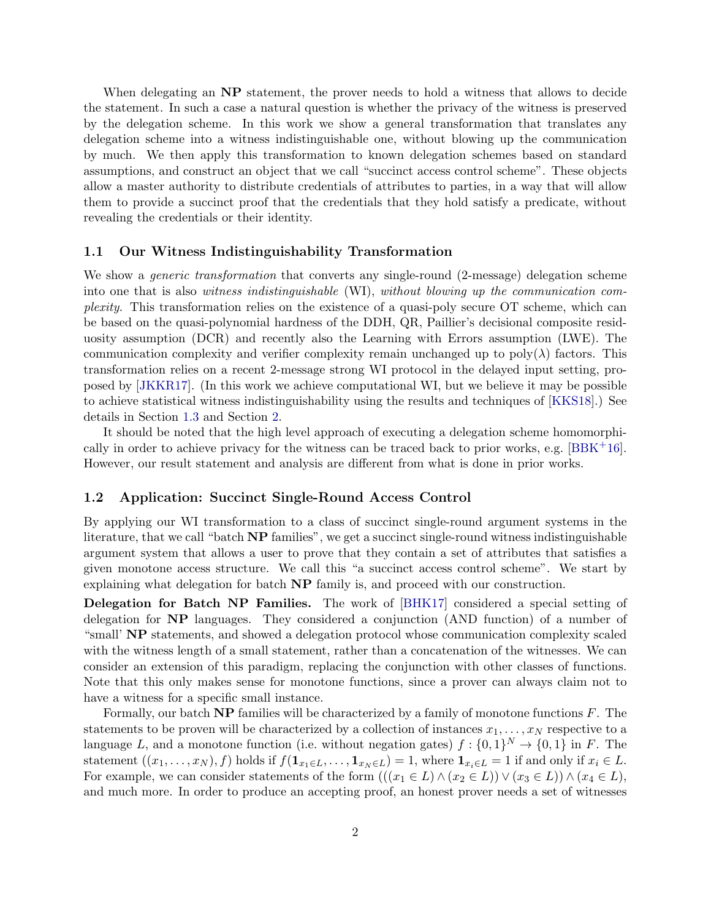When delegating an **NP** statement, the prover needs to hold a witness that allows to decide the statement. In such a case a natural question is whether the privacy of the witness is preserved by the delegation scheme. In this work we show a general transformation that translates any delegation scheme into a witness indistinguishable one, without blowing up the communication by much. We then apply this transformation to known delegation schemes based on standard assumptions, and construct an object that we call "succinct access control scheme". These objects allow a master authority to distribute credentials of attributes to parties, in a way that will allow them to provide a succinct proof that the credentials that they hold satisfy a predicate, without revealing the credentials or their identity.

### 1.1 Our Witness Indistinguishability Transformation

We show a *generic transformation* that converts any single-round (2-message) delegation scheme into one that is also *witness indistinguishable* (WI), *without blowing up the communication complexity.* This transformation relies on the existence of a quasi-poly secure OT scheme, which can be based on the quasi-polynomial hardness of the DDH, QR, Paillier's decisional composite residuosity assumption (DCR) and recently also the Learning with Errors assumption (LWE). The communication complexity and verifier complexity remain unchanged up to $\text{poly}(\lambda)$ factors. This transformation relies on a recent 2-message strong WI protocol in the delayed input setting, proposed by [JKKR17]. (In this work we achieve computational WI, but we believe it may be possible to achieve statistical witness indistinguishability using the results and techniques of [KKS18].) See details in Section 1.3 and Section 2.

It should be noted that the high level approach of executing a delegation scheme homomorphically in order to achieve privacy for the witness can be traced back to prior works, e.g. [BBK+16]. However, our result statement and analysis are different from what is done in prior works.

### 1.2 Application: Succinct Single-Round Access Control

By applying our WI transformation to a class of succinct single-round argument systems in the literature, that we call "batch **NP** families", we get a succinct single-round witness indistinguishable argument system that allows a user to prove that they contain a set of attributes that satisfies a given monotone access structure. We call this "a succinct access control scheme". We start by explaining what delegation for batch **NP** family is, and proceed with our construction.

**Delegation for Batch NP Families.** The work of [BHK17] considered a special setting of delegation for **NP** languages. They considered a conjunction (AND function) of a number of "small' **NP** statements, and showed a delegation protocol whose communication complexity scaled with the witness length of a small statement, rather than a concatenation of the witnesses. We can consider an extension of this paradigm, replacing the conjunction with other classes of functions. Note that this only makes sense for monotone functions, since a prover can always claim not to have a witness for a specific small instance.

Formally, our batch **NP** families will be characterized by a family of monotone functions $F$. The statements to be proven will be characterized by a collection of instances $x_1, \dots, x_N$ respective to a language $L$, and a monotone function (i.e. without negation gates) $f : \{0,1\}^N \to \{0,1\}$ in $F$. The statement $((x_1, \dots, x_N), f)$ holds if $f(\mathbf{1}_{x_1 \in L}, \dots, \mathbf{1}_{x_N \in L}) = 1$, where $\mathbf{1}_{x_i \in L} = 1$ if and only if $x_i \in L$. For example, we can consider statements of the form $(((x_1 \in L) \wedge (x_2 \in L)) \vee (x_3 \in L)) \wedge (x_4 \in L)$, and much more. In order to produce an accepting proof, an honest prover needs a set of witnesses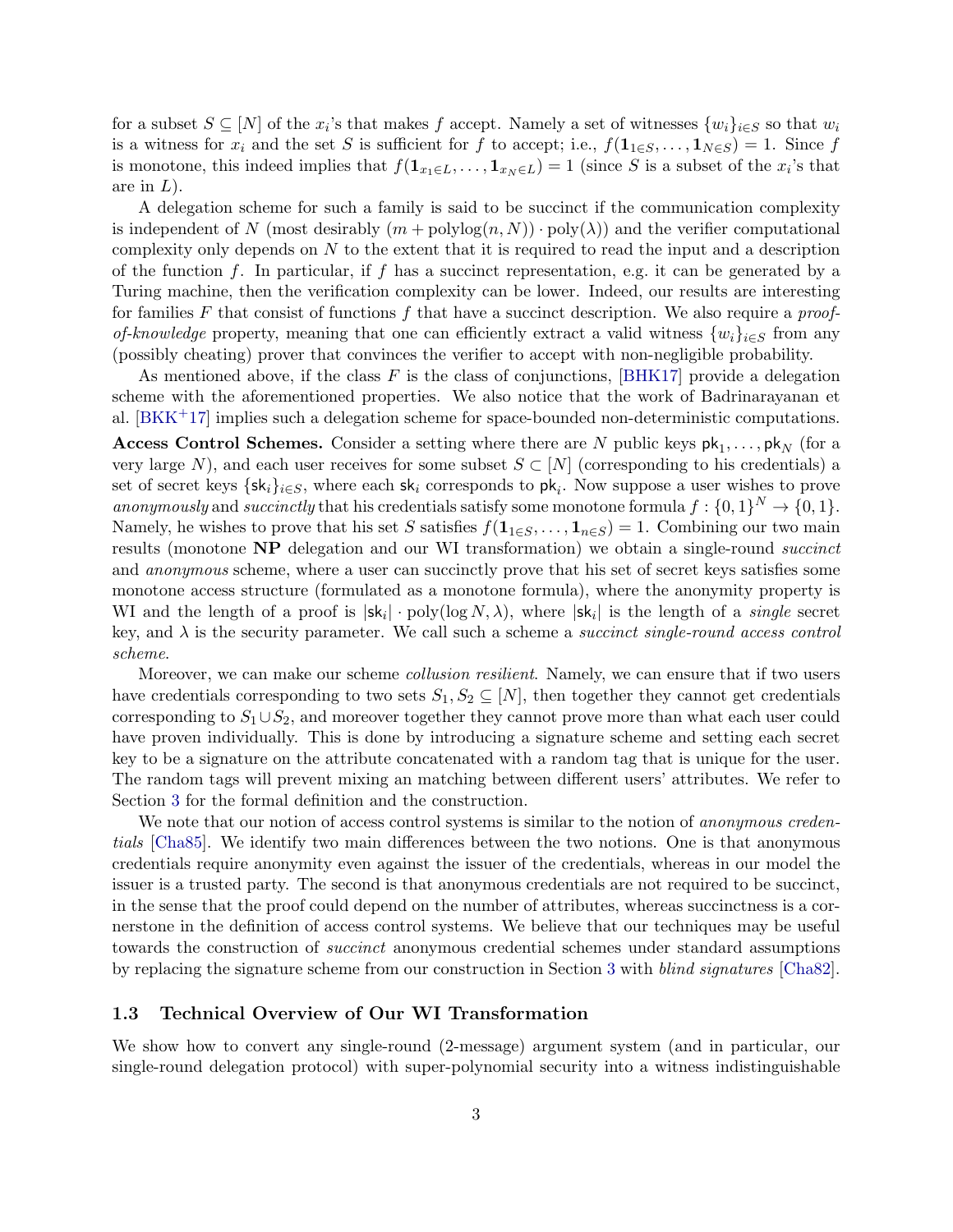for a subset $S \subseteq [N]$ of the $x_i$'s that makes $f$ accept. Namely a set of witnesses $\{w_i\}_{i \in S}$ so that $w_i$ is a witness for $x_i$ and the set $S$ is sufficient for $f$ to accept; i.e., $f(\mathbf{1}_{1 \in S}, \ldots, \mathbf{1}_{N \in S}) = 1$. Since $f$ is monotone, this indeed implies that $f(\mathbf{1}_{x_1 \in L}, \ldots, \mathbf{1}_{x_N \in L}) = 1$ (since $S$ is a subset of the $x_i$'s that are in $L$).

A delegation scheme for such a family is said to be succinct if the communication complexity is independent of $N$ (most desirably $(m + \text{polylog}(n, N)) \cdot \text{poly}(\lambda)$) and the verifier computational complexity only depends on $N$ to the extent that it is required to read the input and a description of the function $f$. In particular, if $f$ has a succinct representation, e.g. it can be generated by a Turing machine, then the verification complexity can be lower. Indeed, our results are interesting for families $F$ that consist of functions $f$ that have a succinct description. We also require a *proof-of-knowledge* property, meaning that one can efficiently extract a valid witness $\{w_i\}_{i \in S}$ from any (possibly cheating) prover that convinces the verifier to accept with non-negligible probability.

As mentioned above, if the class $F$ is the class of conjunctions, [BHK17] provide a delegation scheme with the aforementioned properties. We also notice that the work of Badrinarayanan et al. [BKK+17] implies such a delegation scheme for space-bounded non-deterministic computations.

**Access Control Schemes.** Consider a setting where there are $N$ public keys $\mathsf{pk}_1, \ldots, \mathsf{pk}_N$ (for a very large $N$), and each user receives for some subset $S \subset [N]$ (corresponding to his credentials) a set of secret keys $\{\mathsf{sk}_i\}_{i \in S}$, where each $\mathsf{sk}_i$ corresponds to $\mathsf{pk}_i$. Now suppose a user wishes to prove *anonymously* and *succinctly* that his credentials satisfy some monotone formula $f : \{0,1\}^N \to \{0,1\}$. Namely, he wishes to prove that his set $S$ satisfies $f(\mathbf{1}_{1 \in S}, \ldots, \mathbf{1}_{n \in S}) = 1$. Combining our two main results (monotone **NP** delegation and our WI transformation) we obtain a single-round *succinct* and *anonymous* scheme, where a user can succinctly prove that his set of secret keys satisfies some monotone access structure (formulated as a monotone formula), where the anonymity property is WI and the length of a proof is $|\mathsf{sk}_i| \cdot \text{poly}(\log N, \lambda)$, where $|\mathsf{sk}_i|$ is the length of a *single* secret key, and $\lambda$ is the security parameter. We call such a scheme a *succinct single-round access control scheme*.

Moreover, we can make our scheme *collusion resilient*. Namely, we can ensure that if two users have credentials corresponding to two sets $S_1, S_2 \subseteq [N]$, then together they cannot get credentials corresponding to $S_1 \cup S_2$, and moreover together they cannot prove more than what each user could have proven individually. This is done by introducing a signature scheme and setting each secret key to be a signature on the attribute concatenated with a random tag that is unique for the user. The random tags will prevent mixing an matching between different users' attributes. We refer to Section 3 for the formal definition and the construction.

We note that our notion of access control systems is similar to the notion of *anonymous credentials* [Cha85]. We identify two main differences between the two notions. One is that anonymous credentials require anonymity even against the issuer of the credentials, whereas in our model the issuer is a trusted party. The second is that anonymous credentials are not required to be succinct, in the sense that the proof could depend on the number of attributes, whereas succinctness is a cornerstone in the definition of access control systems. We believe that our techniques may be useful towards the construction of *succinct* anonymous credential schemes under standard assumptions by replacing the signature scheme from our construction in Section 3 with *blind signatures* [Cha82].

### 1.3 Technical Overview of Our WI Transformation

We show how to convert any single-round (2-message) argument system (and in particular, our single-round delegation protocol) with super-polynomial security into a witness indistinguishable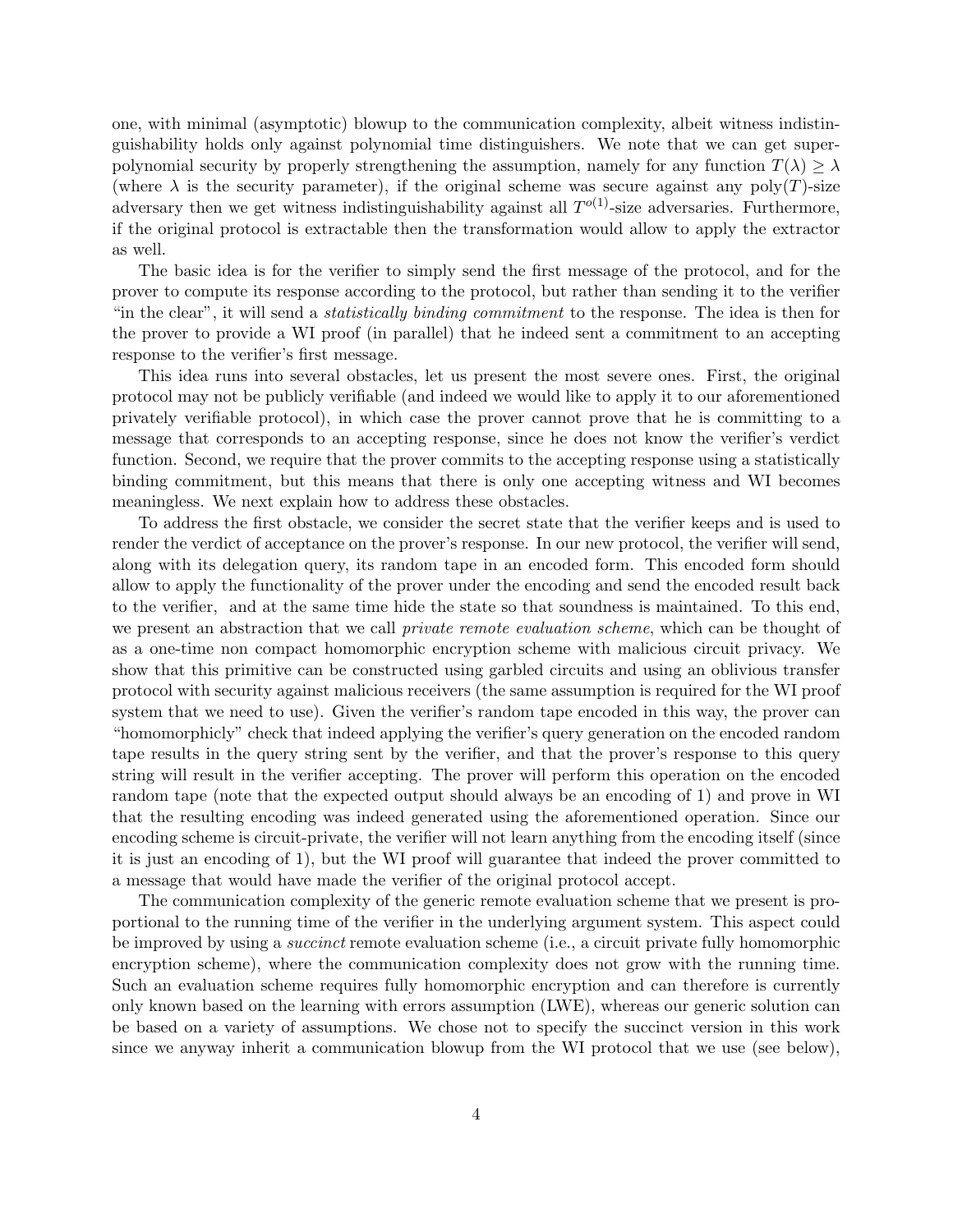one, with minimal (asymptotic) blowup to the communication complexity, albeit witness indistinguishability holds only against polynomial time distinguishers. We note that we can get super-polynomial security by properly strengthening the assumption, namely for any function $T(\lambda) \geq \lambda$ (where $\lambda$ is the security parameter), if the original scheme was secure against any poly$(T)$-size adversary then we get witness indistinguishability against all $T^{o(1)}$-size adversaries. Furthermore, if the original protocol is extractable then the transformation would allow to apply the extractor as well.

The basic idea is for the verifier to simply send the first message of the protocol, and for the prover to compute its response according to the protocol, but rather than sending it to the verifier "in the clear", it will send a *statistically binding commitment* to the response. The idea is then for the prover to provide a WI proof (in parallel) that he indeed sent a commitment to an accepting response to the verifier's first message.

This idea runs into several obstacles, let us present the most severe ones. First, the original protocol may not be publicly verifiable (and indeed we would like to apply it to our aforementioned privately verifiable protocol), in which case the prover cannot prove that he is committing to a message that corresponds to an accepting response, since he does not know the verifier's verdict function. Second, we require that the prover commits to the accepting response using a statistically binding commitment, but this means that there is only one accepting witness and WI becomes meaningless. We next explain how to address these obstacles.

To address the first obstacle, we consider the secret state that the verifier keeps and is used to render the verdict of acceptance on the prover's response. In our new protocol, the verifier will send, along with its delegation query, its random tape in an encoded form. This encoded form should allow to apply the functionality of the prover under the encoding and send the encoded result back to the verifier, and at the same time hide the state so that soundness is maintained. To this end, we present an abstraction that we call *private remote evaluation scheme*, which can be thought of as a one-time non compact homomorphic encryption scheme with malicious circuit privacy. We show that this primitive can be constructed using garbled circuits and using an oblivious transfer protocol with security against malicious receivers (the same assumption is required for the WI proof system that we need to use). Given the verifier's random tape encoded in this way, the prover can "homomorphicly" check that indeed applying the verifier's query generation on the encoded random tape results in the query string sent by the verifier, and that the prover's response to this query string will result in the verifier accepting. The prover will perform this operation on the encoded random tape (note that the expected output should always be an encoding of 1) and prove in WI that the resulting encoding was indeed generated using the aforementioned operation. Since our encoding scheme is circuit-private, the verifier will not learn anything from the encoding itself (since it is just an encoding of 1), but the WI proof will guarantee that indeed the prover committed to a message that would have made the verifier of the original protocol accept.

The communication complexity of the generic remote evaluation scheme that we present is proportional to the running time of the verifier in the underlying argument system. This aspect could be improved by using a *succinct* remote evaluation scheme (i.e., a circuit private fully homomorphic encryption scheme), where the communication complexity does not grow with the running time. Such an evaluation scheme requires fully homomorphic encryption and can therefore is currently only known based on the learning with errors assumption (LWE), whereas our generic solution can be based on a variety of assumptions. We chose not to specify the succinct version in this work since we anyway inherit a communication blowup from the WI protocol that we use (see below),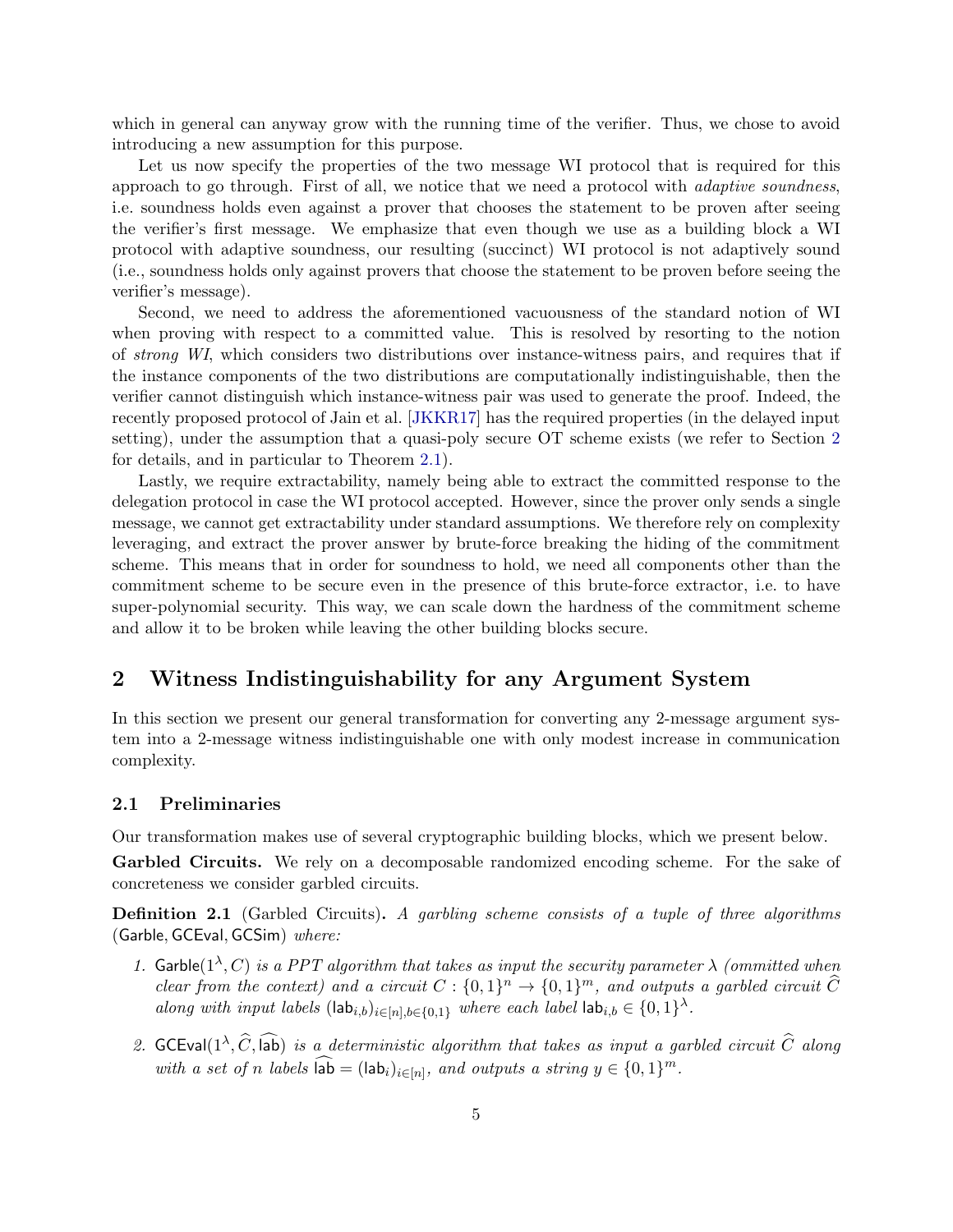which in general can anyway grow with the running time of the verifier. Thus, we chose to avoid introducing a new assumption for this purpose.

Let us now specify the properties of the two message WI protocol that is required for this approach to go through. First of all, we notice that we need a protocol with *adaptive soundness*, i.e. soundness holds even against a prover that chooses the statement to be proven after seeing the verifier's first message. We emphasize that even though we use as a building block a WI protocol with adaptive soundness, our resulting (succinct) WI protocol is not adaptively sound (i.e., soundness holds only against provers that choose the statement to be proven before seeing the verifier's message).

Second, we need to address the aforementioned vacuousness of the standard notion of WI when proving with respect to a committed value. This is resolved by resorting to the notion of *strong WI*, which considers two distributions over instance-witness pairs, and requires that if the instance components of the two distributions are computationally indistinguishable, then the verifier cannot distinguish which instance-witness pair was used to generate the proof. Indeed, the recently proposed protocol of Jain et al. [JKKR17] has the required properties (in the delayed input setting), under the assumption that a quasi-poly secure OT scheme exists (we refer to Section 2 for details, and in particular to Theorem 2.1).

Lastly, we require extractability, namely being able to extract the committed response to the delegation protocol in case the WI protocol accepted. However, since the prover only sends a single message, we cannot get extractability under standard assumptions. We therefore rely on complexity leveraging, and extract the prover answer by brute-force breaking the hiding of the commitment scheme. This means that in order for soundness to hold, we need all components other than the commitment scheme to be secure even in the presence of this brute-force extractor, i.e. to have super-polynomial security. This way, we can scale down the hardness of the commitment scheme and allow it to be broken while leaving the other building blocks secure.

## 2 Witness Indistinguishability for any Argument System

In this section we present our general transformation for converting any 2-message argument system into a 2-message witness indistinguishable one with only modest increase in communication complexity.

### 2.1 Preliminaries

Our transformation makes use of several cryptographic building blocks, which we present below.

**Garbled Circuits.** We rely on a decomposable randomized encoding scheme. For the sake of concreteness we consider garbled circuits.

**Definition 2.1** (Garbled Circuits). *A garbling scheme consists of a tuple of three algorithms* $(\mathsf{Garble}, \mathsf{GCEval}, \mathsf{GCSim})$ *where:*

1. $\mathsf{Garble}(1^\lambda, C)$ *is a PPT algorithm that takes as input the security parameter* $\lambda$ *(ommitted when clear from the context) and a circuit* $C : \{0,1\}^n \to \{0,1\}^m$*, and outputs a garbled circuit* $\widehat{C}$ *along with input labels* $(\mathsf{lab}_{i,b})_{i\in[n],b\in\{0,1\}}$ *where each label* $\mathsf{lab}_{i,b} \in \{0,1\}^\lambda$*.*

2. $\mathsf{GCEval}(1^\lambda, \widehat{C}, \widehat{\mathsf{lab}})$ *is a deterministic algorithm that takes as input a garbled circuit* $\widehat{C}$ *along with a set of* $n$ *labels* $\widehat{\mathsf{lab}} = (\mathsf{lab}_i)_{i\in[n]}$*, and outputs a string* $y \in \{0,1\}^m$*.*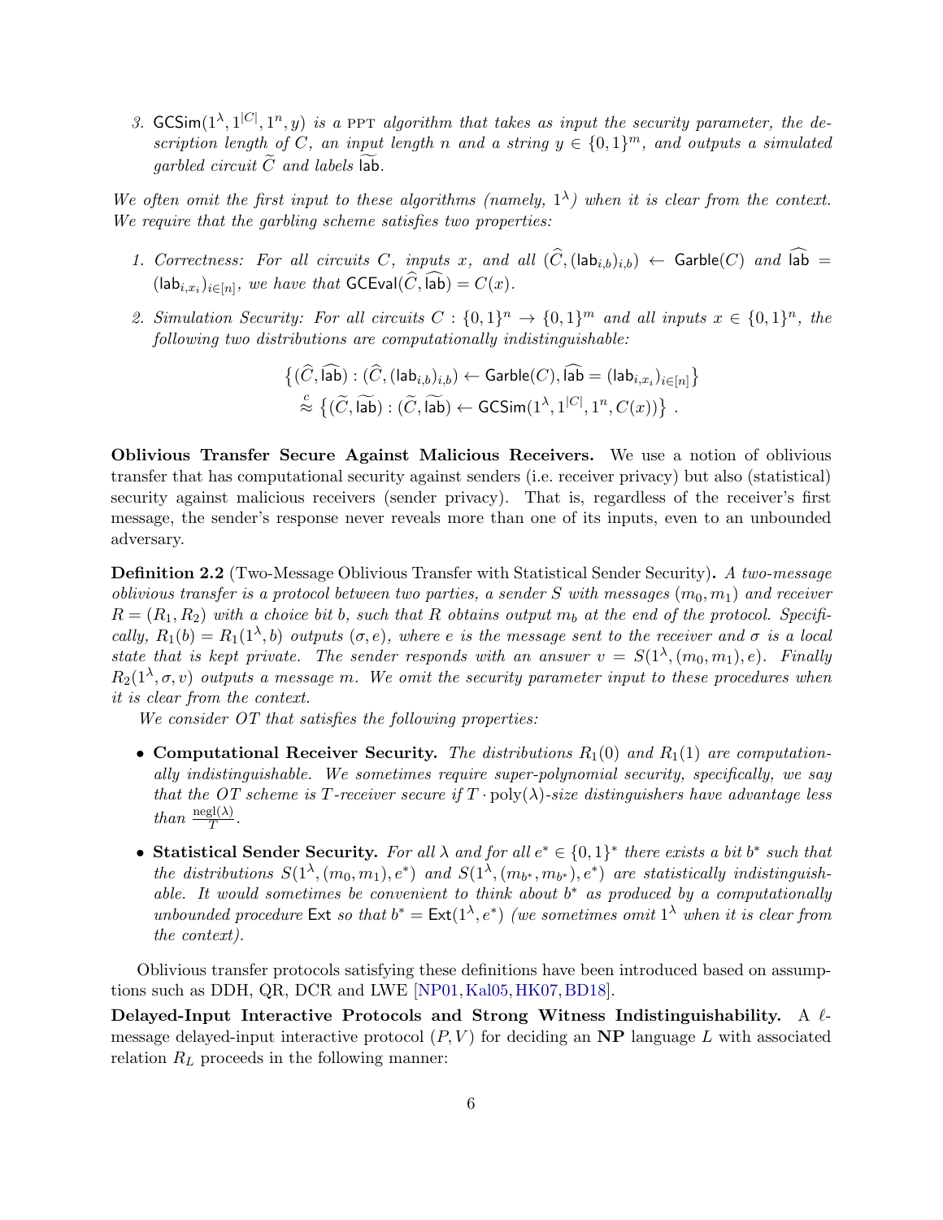3. $\mathsf{GCSim}(1^\lambda, 1^{|C|}, 1^n, y)$ *is a* PPT *algorithm that takes as input the security parameter, the description length of* $C$*, an input length* $n$ *and a string* $y \in \{0,1\}^m$*, and outputs a simulated garbled circuit* $\widetilde{C}$ *and labels* $\widetilde{\mathsf{lab}}$*.*

*We often omit the first input to these algorithms (namely,* $1^\lambda$*) when it is clear from the context. We require that the garbling scheme satisfies two properties:*

1. *Correctness: For all circuits* $C$*, inputs* $x$*, and all* $(\widehat{C}, (\mathsf{lab}_{i,b})_{i,b}) \leftarrow \mathsf{Garble}(C)$ *and* $\widehat{\mathsf{lab}} = (\mathsf{lab}_{i,x_i})_{i\in[n]}$*, we have that* $\mathsf{GCEval}(\widehat{C}, \widehat{\mathsf{lab}}) = C(x)$*.*
2. *Simulation Security: For all circuits* $C : \{0,1\}^n \to \{0,1\}^m$ *and all inputs* $x \in \{0,1\}^n$*, the following two distributions are computationally indistinguishable:*

$$\left\{(\widehat{C}, \widehat{\mathsf{lab}}) : (\widehat{C}, (\mathsf{lab}_{i,b})_{i,b}) \leftarrow \mathsf{Garble}(C), \widehat{\mathsf{lab}} = (\mathsf{lab}_{i,x_i})_{i\in[n]}\right\}$$
$$\stackrel{c}{\approx} \left\{(\widetilde{C}, \widetilde{\mathsf{lab}}) : (\widetilde{C}, \widetilde{\mathsf{lab}}) \leftarrow \mathsf{GCSim}(1^\lambda, 1^{|C|}, 1^n, C(x))\right\} .$$

**Oblivious Transfer Secure Against Malicious Receivers.** We use a notion of oblivious transfer that has computational security against senders (i.e. receiver privacy) but also (statistical) security against malicious receivers (sender privacy). That is, regardless of the receiver's first message, the sender's response never reveals more than one of its inputs, even to an unbounded adversary.

**Definition 2.2** (Two-Message Oblivious Transfer with Statistical Sender Security)**.** *A two-message oblivious transfer is a protocol between two parties, a sender* $S$ *with messages* $(m_0, m_1)$ *and receiver* $R = (R_1, R_2)$ *with a choice bit* $b$*, such that* $R$ *obtains output* $m_b$ *at the end of the protocol. Specifically,* $R_1(b) = R_1(1^\lambda, b)$ *outputs* $(\sigma, e)$*, where* $e$ *is the message sent to the receiver and* $\sigma$ *is a local state that is kept private. The sender responds with an answer* $v = S(1^\lambda, (m_0, m_1), e)$*. Finally* $R_2(1^\lambda, \sigma, v)$ *outputs a message* $m$*. We omit the security parameter input to these procedures when it is clear from the context.*

*We consider OT that satisfies the following properties:*

- **Computational Receiver Security.** *The distributions* $R_1(0)$ *and* $R_1(1)$ *are computationally indistinguishable. We sometimes require super-polynomial security, specifically, we say that the OT scheme is* $T$*-receiver secure if* $T \cdot \mathrm{poly}(\lambda)$*-size distinguishers have advantage less than* $\frac{\mathrm{negl}(\lambda)}{T}$*.*
- **Statistical Sender Security.** *For all* $\lambda$ *and for all* $e^* \in \{0,1\}^*$ *there exists a bit* $b^*$ *such that the distributions* $S(1^\lambda, (m_0, m_1), e^*)$ *and* $S(1^\lambda, (m_{b^*}, m_{b^*}), e^*)$ *are statistically indistinguishable. It would sometimes be convenient to think about* $b^*$ *as produced by a computationally unbounded procedure* $\mathsf{Ext}$ *so that* $b^* = \mathsf{Ext}(1^\lambda, e^*)$ *(we sometimes omit* $1^\lambda$ *when it is clear from the context).*

Oblivious transfer protocols satisfying these definitions have been introduced based on assumptions such as DDH, QR, DCR and LWE [NP01, Kal05, HK07, BD18].

**Delayed-Input Interactive Protocols and Strong Witness Indistinguishability.** A $\ell$-message delayed-input interactive protocol $(P, V)$ for deciding an **NP** language $L$ with associated relation $R_L$ proceeds in the following manner: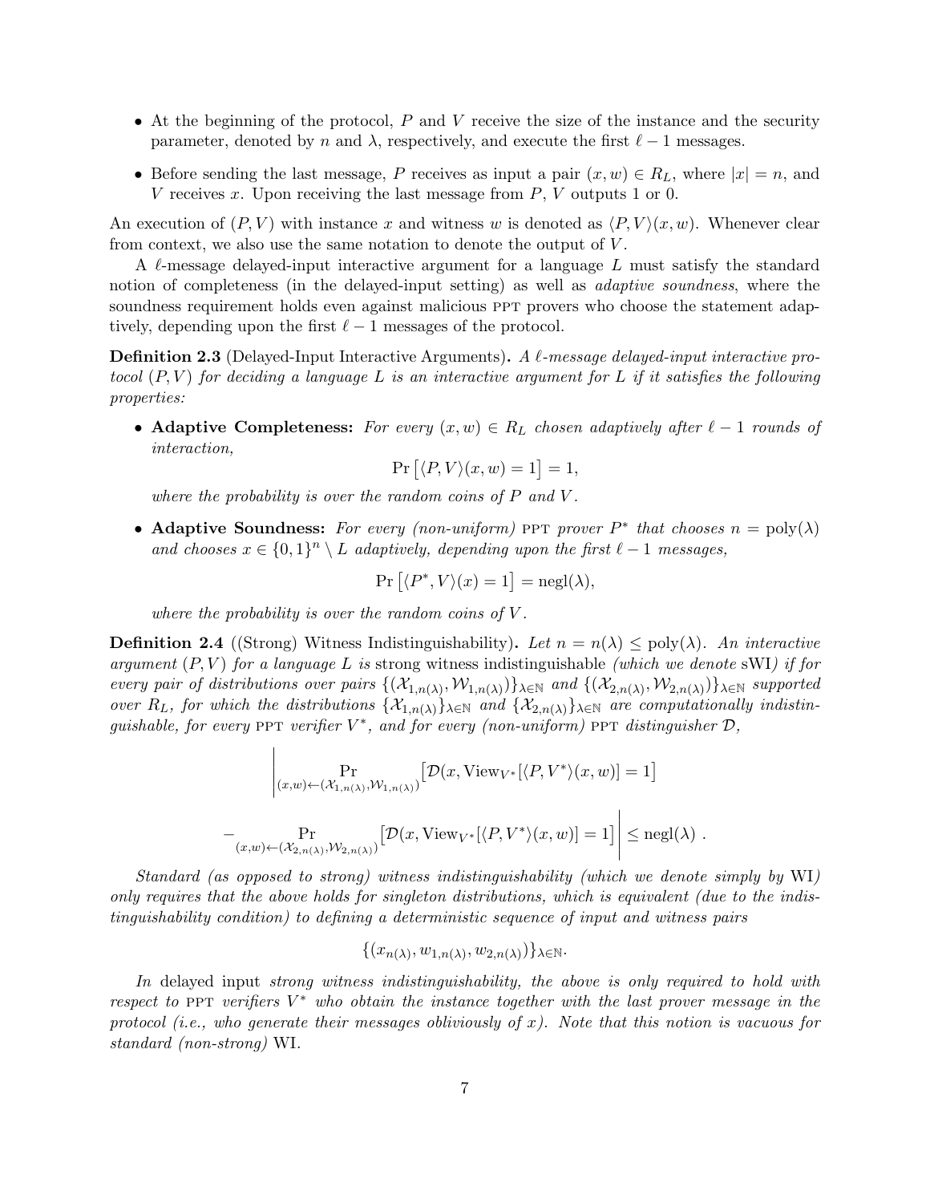- At the beginning of the protocol, $P$ and $V$ receive the size of the instance and the security parameter, denoted by $n$ and $\lambda$, respectively, and execute the first $\ell - 1$ messages.
- Before sending the last message, $P$ receives as input a pair $(x, w) \in R_L$, where $|x| = n$, and $V$ receives $x$. Upon receiving the last message from $P$, $V$ outputs 1 or 0.

An execution of $(P, V)$ with instance $x$ and witness $w$ is denoted as $\langle P, V\rangle(x, w)$. Whenever clear from context, we also use the same notation to denote the output of $V$.

A $\ell$-message delayed-input interactive argument for a language $L$ must satisfy the standard notion of completeness (in the delayed-input setting) as well as *adaptive soundness*, where the soundness requirement holds even against malicious PPT provers who choose the statement adaptively, depending upon the first $\ell - 1$ messages of the protocol.

**Definition 2.3** (Delayed-Input Interactive Arguments). *A $\ell$-message delayed-input interactive protocol $(P, V)$ for deciding a language $L$ is an interactive argument for $L$ if it satisfies the following properties:*

- **Adaptive Completeness:** *For every $(x, w) \in R_L$ chosen adaptively after $\ell - 1$ rounds of interaction,*
$$\Pr\left[\langle P, V\rangle(x, w) = 1\right] = 1,$$
*where the probability is over the random coins of $P$ and $V$.*

- **Adaptive Soundness:** *For every (non-uniform) PPT prover $P^*$ that chooses $n = \text{poly}(\lambda)$ and chooses $x \in \{0,1\}^n \setminus L$ adaptively, depending upon the first $\ell - 1$ messages,*
$$\Pr\left[\langle P^*, V\rangle(x) = 1\right] = \text{negl}(\lambda),$$
*where the probability is over the random coins of $V$.*

**Definition 2.4** ((Strong) Witness Indistinguishability). *Let $n = n(\lambda) \leq \text{poly}(\lambda)$. An interactive argument $(P, V)$ for a language $L$ is* strong witness indistinguishable *(which we denote* sWI*) if for every pair of distributions over pairs $\{(\mathcal{X}_{1,n(\lambda)}, \mathcal{W}_{1,n(\lambda)})\}_{\lambda\in\mathbb{N}}$ and $\{(\mathcal{X}_{2,n(\lambda)}, \mathcal{W}_{2,n(\lambda)})\}_{\lambda\in\mathbb{N}}$ supported over $R_L$, for which the distributions $\{\mathcal{X}_{1,n(\lambda)}\}_{\lambda\in\mathbb{N}}$ and $\{\mathcal{X}_{2,n(\lambda)}\}_{\lambda\in\mathbb{N}}$ are computationally indistinguishable, for every PPT verifier $V^*$, and for every (non-uniform) PPT distinguisher $\mathcal{D}$,*

$$\Bigg| \Pr_{(x,w)\leftarrow(\mathcal{X}_{1,n(\lambda)}, \mathcal{W}_{1,n(\lambda)})}\left[\mathcal{D}(x, \text{View}_{V^*}[\langle P, V^*\rangle(x, w)] = 1\right] - \Pr_{(x,w)\leftarrow(\mathcal{X}_{2,n(\lambda)}, \mathcal{W}_{2,n(\lambda)})}\left[\mathcal{D}(x, \text{View}_{V^*}[\langle P, V^*\rangle(x, w)] = 1\right] \Bigg| \leq \text{negl}(\lambda)\ .$$

*Standard (as opposed to strong) witness indistinguishability (which we denote simply by* WI*) only requires that the above holds for singleton distributions, which is equivalent (due to the indistinguishability condition) to defining a deterministic sequence of input and witness pairs*

$$\{(x_{n(\lambda)}, w_{1,n(\lambda)}, w_{2,n(\lambda)})\}_{\lambda\in\mathbb{N}}.$$

*In* delayed input *strong witness indistinguishability, the above is only required to hold with respect to PPT verifiers $V^*$ who obtain the instance together with the last prover message in the protocol (i.e., who generate their messages obliviously of $x$). Note that this notion is vacuous for standard (non-strong)* WI.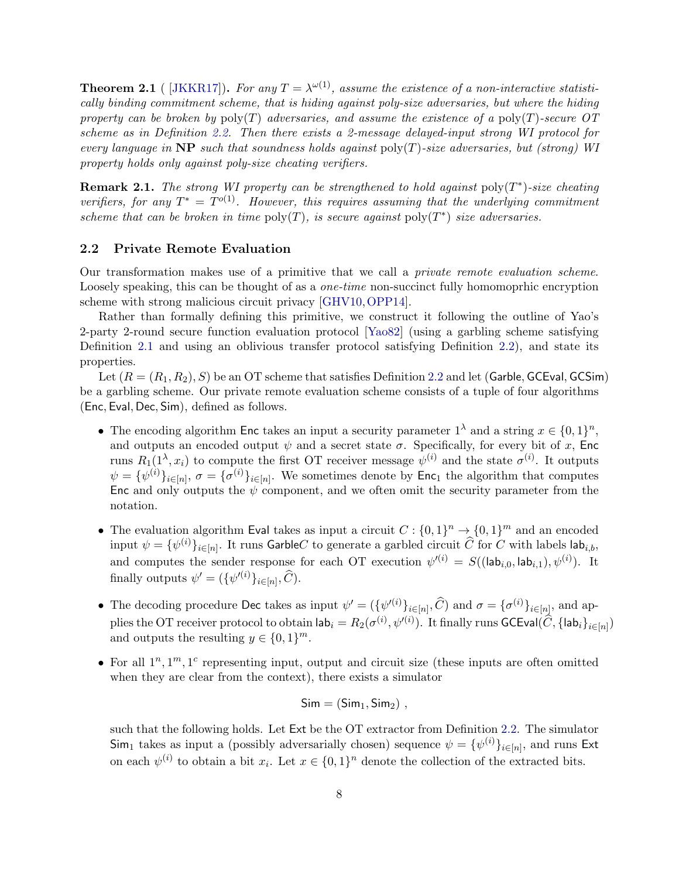**Theorem 2.1** ( [JKKR17]). *For any $T = \lambda^{\omega(1)}$, assume the existence of a non-interactive statistically binding commitment scheme, that is hiding against poly-size adversaries, but where the hiding property can be broken by $\mathrm{poly}(T)$ adversaries, and assume the existence of a $\mathrm{poly}(T)$-secure OT scheme as in Definition 2.2. Then there exists a 2-message delayed-input strong WI protocol for every language in* **NP** *such that soundness holds against $\mathrm{poly}(T)$-size adversaries, but (strong) WI property holds only against poly-size cheating verifiers.*

**Remark 2.1.** *The strong WI property can be strengthened to hold against $\mathrm{poly}(T^*)$-size cheating verifiers, for any $T^* = T^{o(1)}$. However, this requires assuming that the underlying commitment scheme that can be broken in time $\mathrm{poly}(T)$, is secure against $\mathrm{poly}(T^*)$ size adversaries.*

## 2.2 Private Remote Evaluation

Our transformation makes use of a primitive that we call a *private remote evaluation scheme*. Loosely speaking, this can be thought of as a *one-time* non-succinct fully homomoprhic encryption scheme with strong malicious circuit privacy [GHV10, OPP14].

Rather than formally defining this primitive, we construct it following the outline of Yao's 2-party 2-round secure function evaluation protocol [Yao82] (using a garbling scheme satisfying Definition 2.1 and using an oblivious transfer protocol satisfying Definition 2.2), and state its properties.

Let $(R = (R_1, R_2), S)$ be an OT scheme that satisfies Definition 2.2 and let $(\mathsf{Garble}, \mathsf{GCEval}, \mathsf{GCSim})$ be a garbling scheme. Our private remote evaluation scheme consists of a tuple of four algorithms $(\mathsf{Enc}, \mathsf{Eval}, \mathsf{Dec}, \mathsf{Sim})$, defined as follows.

- The encoding algorithm $\mathsf{Enc}$ takes an input a security parameter $1^\lambda$ and a string $x \in \{0,1\}^n$, and outputs an encoded output $\psi$ and a secret state $\sigma$. Specifically, for every bit of $x$, $\mathsf{Enc}$ runs $R_1(1^\lambda, x_i)$ to compute the first OT receiver message $\psi^{(i)}$ and the state $\sigma^{(i)}$. It outputs $\psi = \{\psi^{(i)}\}_{i\in[n]}$, $\sigma = \{\sigma^{(i)}\}_{i\in[n]}$. We sometimes denote by $\mathsf{Enc}_1$ the algorithm that computes $\mathsf{Enc}$ and only outputs the $\psi$ component, and we often omit the security parameter from the notation.

- The evaluation algorithm $\mathsf{Eval}$ takes as input a circuit $C : \{0,1\}^n \to \{0,1\}^m$ and an encoded input $\psi = \{\psi^{(i)}\}_{i\in[n]}$. It runs $\mathsf{Garble}C$ to generate a garbled circuit $\widehat{C}$ for $C$ with labels $\mathsf{lab}_{i,b}$, and computes the sender response for each OT execution $\psi'^{(i)} = S((\mathsf{lab}_{i,0}, \mathsf{lab}_{i,1}), \psi^{(i)})$. It finally outputs $\psi' = (\{\psi'^{(i)}\}_{i\in[n]}, \widehat{C})$.

- The decoding procedure $\mathsf{Dec}$ takes as input $\psi' = (\{\psi'^{(i)}\}_{i\in[n]}, \widehat{C})$ and $\sigma = \{\sigma^{(i)}\}_{i\in[n]}$, and applies the OT receiver protocol to obtain $\mathsf{lab}_i = R_2(\sigma^{(i)}, \psi'^{(i)})$. It finally runs $\mathsf{GCEval}(\widehat{C}, \{\mathsf{lab}_i\}_{i\in[n]})$ and outputs the resulting $y \in \{0,1\}^m$.

- For all $1^n, 1^m, 1^c$ representing input, output and circuit size (these inputs are often omitted when they are clear from the context), there exists a simulator

$$\mathsf{Sim} = (\mathsf{Sim}_1, \mathsf{Sim}_2) ,$$

  such that the following holds. Let $\mathsf{Ext}$ be the OT extractor from Definition 2.2. The simulator $\mathsf{Sim}_1$ takes as input a (possibly adversarially chosen) sequence $\psi = \{\psi^{(i)}\}_{i\in[n]}$, and runs $\mathsf{Ext}$ on each $\psi^{(i)}$ to obtain a bit $x_i$. Let $x \in \{0,1\}^n$ denote the collection of the extracted bits.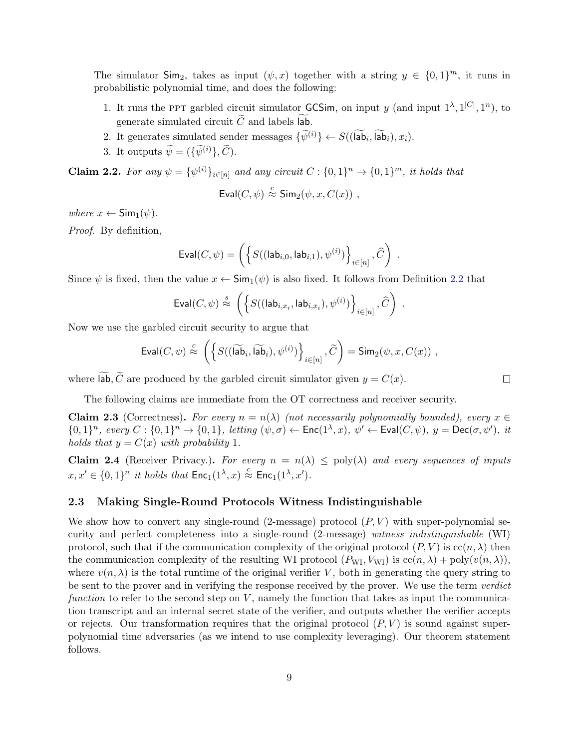The simulator $\mathsf{Sim}_2$, takes as input $(\psi, x)$ together with a string $y \in \{0,1\}^m$, it runs in probabilistic polynomial time, and does the following:

1. It runs the PPT garbled circuit simulator $\mathsf{GCSim}$, on input $y$ (and input $1^\lambda, 1^{|C|}, 1^n$), to generate simulated circuit $\widetilde{C}$ and labels $\widetilde{\mathsf{lab}}$.
2. It generates simulated sender messages $\{\widetilde{\psi}^{(i)}\} \leftarrow S((\widetilde{\mathsf{lab}}_i, \widetilde{\mathsf{lab}}_i), x_i)$.
3. It outputs $\widetilde{\psi} = (\{\widetilde{\psi}^{(i)}\}, \widetilde{C})$.

**Claim 2.2.** *For any $\psi = \{\psi^{(i)}\}_{i\in[n]}$ and any circuit $C : \{0,1\}^n \to \{0,1\}^m$, it holds that*

$$\mathsf{Eval}(C, \psi) \overset{c}{\approx} \mathsf{Sim}_2(\psi, x, C(x)) \ ,$$

*where $x \leftarrow \mathsf{Sim}_1(\psi)$.*

*Proof.* By definition,

$$\mathsf{Eval}(C, \psi) = \left( \left\{ S((\mathsf{lab}_{i,0}, \mathsf{lab}_{i,1}), \psi^{(i)}) \right\}_{i\in[n]}, \widehat{C} \right) \ .$$

Since $\psi$ is fixed, then the value $x \leftarrow \mathsf{Sim}_1(\psi)$ is also fixed. It follows from Definition 2.2 that

$$\mathsf{Eval}(C, \psi) \overset{s}{\approx} \left( \left\{ S((\mathsf{lab}_{i,x_i}, \mathsf{lab}_{i,x_i}), \psi^{(i)}) \right\}_{i\in[n]}, \widehat{C} \right) \ .$$

Now we use the garbled circuit security to argue that

$$\mathsf{Eval}(C, \psi) \overset{c}{\approx} \left( \left\{ S((\widetilde{\mathsf{lab}}_i, \widetilde{\mathsf{lab}}_i), \psi^{(i)}) \right\}_{i\in[n]}, \widetilde{C} \right) = \mathsf{Sim}_2(\psi, x, C(x)) \ ,$$

where $\widetilde{\mathsf{lab}}, \widetilde{C}$ are produced by the garbled circuit simulator given $y = C(x)$. $\square$

The following claims are immediate from the OT correctness and receiver security.

**Claim 2.3** (Correctness)**.** *For every $n = n(\lambda)$ (not necessarily polynomially bounded), every $x \in \{0,1\}^n$, every $C : \{0,1\}^n \to \{0,1\}$, letting $(\psi, \sigma) \leftarrow \mathsf{Enc}(1^\lambda, x)$, $\psi' \leftarrow \mathsf{Eval}(C, \psi)$, $y = \mathsf{Dec}(\sigma, \psi')$, it holds that $y = C(x)$ with probability 1.*

**Claim 2.4** (Receiver Privacy.)**.** *For every $n = n(\lambda) \le \mathrm{poly}(\lambda)$ and every sequences of inputs $x, x' \in \{0,1\}^n$ it holds that $\mathsf{Enc}_1(1^\lambda, x) \overset{c}{\approx} \mathsf{Enc}_1(1^\lambda, x')$.*

### 2.3 Making Single-Round Protocols Witness Indistinguishable

We show how to convert any single-round (2-message) protocol $(P, V)$ with super-polynomial security and perfect completeness into a single-round (2-message) *witness indistinguishable* (WI) protocol, such that if the communication complexity of the original protocol $(P, V)$ is $\mathrm{cc}(n, \lambda)$ then the communication complexity of the resulting WI protocol $(P_{\mathrm{WI}}, V_{\mathrm{WI}})$ is $\mathrm{cc}(n, \lambda) + \mathrm{poly}(v(n, \lambda))$, where $v(n, \lambda)$ is the total runtime of the original verifier $V$, both in generating the query string to be sent to the prover and in verifying the response received by the prover. We use the term *verdict function* to refer to the second step on $V$, namely the function that takes as input the communication transcript and an internal secret state of the verifier, and outputs whether the verifier accepts or rejects. Our transformation requires that the original protocol $(P, V)$ is sound against super-polynomial time adversaries (as we intend to use complexity leveraging). Our theorem statement follows.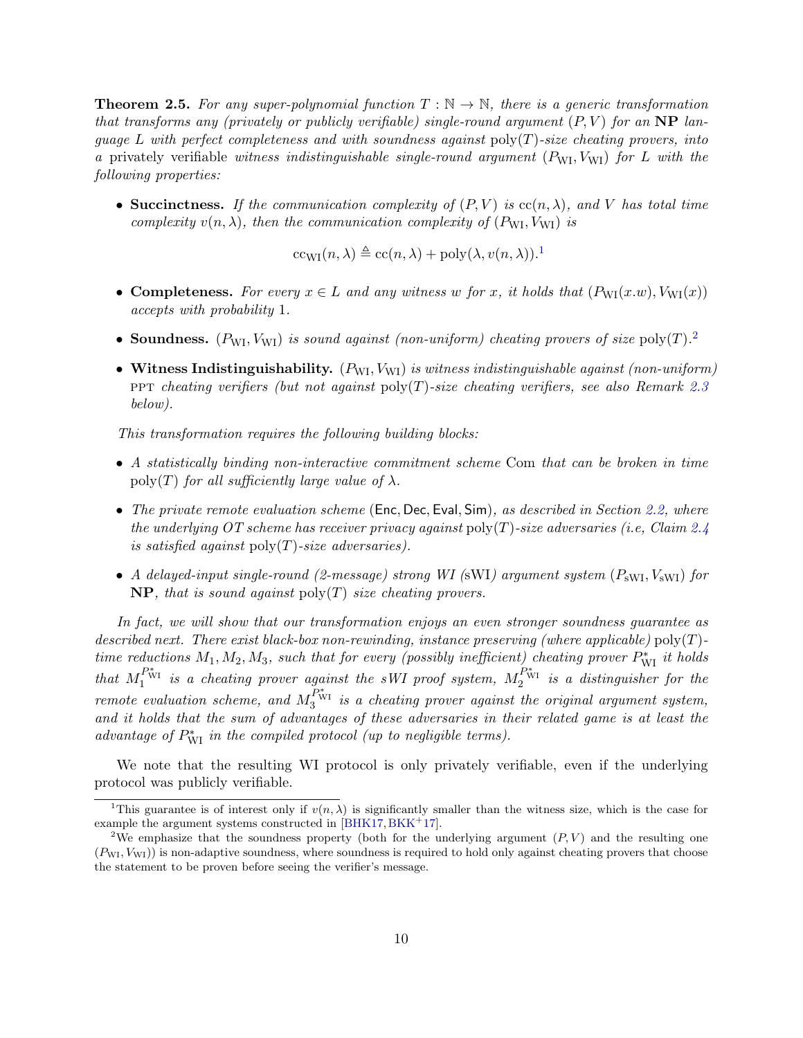**Theorem 2.5.** *For any super-polynomial function $T : \mathbb{N} \to \mathbb{N}$, there is a generic transformation that transforms any (privately or publicly verifiable) single-round argument $(P, V)$ for an* **NP** *language $L$ with perfect completeness and with soundness against $\mathrm{poly}(T)$-size cheating provers, into a* privately verifiable *witness indistinguishable single-round argument $(P_{\mathrm{WI}}, V_{\mathrm{WI}})$ for $L$ with the following properties:*

- **Succinctness.** *If the communication complexity of $(P, V)$ is $\mathrm{cc}(n, \lambda)$, and $V$ has total time complexity $v(n, \lambda)$, then the communication complexity of $(P_{\mathrm{WI}}, V_{\mathrm{WI}})$ is*

$$\mathrm{cc}_{\mathrm{WI}}(n, \lambda) \triangleq \mathrm{cc}(n, \lambda) + \mathrm{poly}(\lambda, v(n, \lambda)).$$[1]

- **Completeness.** *For every $x \in L$ and any witness $w$ for $x$, it holds that $(P_{\mathrm{WI}}(x.w), V_{\mathrm{WI}}(x))$ accepts with probability 1.*

- **Soundness.** *$(P_{\mathrm{WI}}, V_{\mathrm{WI}})$ is sound against (non-uniform) cheating provers of size $\mathrm{poly}(T)$.*[2]

- **Witness Indistinguishability.** *$(P_{\mathrm{WI}}, V_{\mathrm{WI}})$ is witness indistinguishable against (non-uniform)* PPT *cheating verifiers (but not against $\mathrm{poly}(T)$-size cheating verifiers, see also Remark 2.3 below).*

*This transformation requires the following building blocks:*

- *A statistically binding non-interactive commitment scheme* Com *that can be broken in time $\mathrm{poly}(T)$ for all sufficiently large value of $\lambda$.*

- *The private remote evaluation scheme* (Enc, Dec, Eval, Sim)*, as described in Section 2.2, where the underlying OT scheme has receiver privacy against $\mathrm{poly}(T)$-size adversaries (i.e, Claim 2.4 is satisfied against $\mathrm{poly}(T)$-size adversaries).*

- *A delayed-input single-round (2-message) strong WI (sWI) argument system $(P_{\mathrm{sWI}}, V_{\mathrm{sWI}})$ for* **NP***, that is sound against $\mathrm{poly}(T)$ size cheating provers.*

*In fact, we will show that our transformation enjoys an even stronger soundness guarantee as described next. There exist black-box non-rewinding, instance preserving (where applicable) $\mathrm{poly}(T)$-time reductions $M_1, M_2, M_3$, such that for every (possibly inefficient) cheating prover $P^*_{\mathrm{WI}}$ it holds that $M_1^{P^*_{\mathrm{WI}}}$ is a cheating prover against the sWI proof system, $M_2^{P^*_{\mathrm{WI}}}$ is a distinguisher for the remote evaluation scheme, and $M_3^{P^*_{\mathrm{WI}}}$ is a cheating prover against the original argument system, and it holds that the sum of advantages of these adversaries in their related game is at least the advantage of $P^*_{\mathrm{WI}}$ in the compiled protocol (up to negligible terms).*

We note that the resulting WI protocol is only privately verifiable, even if the underlying protocol was publicly verifiable.

---

[1] This guarantee is of interest only if $v(n, \lambda)$ is significantly smaller than the witness size, which is the case for example the argument systems constructed in [BHK17, BKK+17].

[2] We emphasize that the soundness property (both for the underlying argument $(P, V)$ and the resulting one $(P_{\mathrm{WI}}, V_{\mathrm{WI}})$) is non-adaptive soundness, where soundness is required to hold only against cheating provers that choose the statement to be proven before seeing the verifier's message.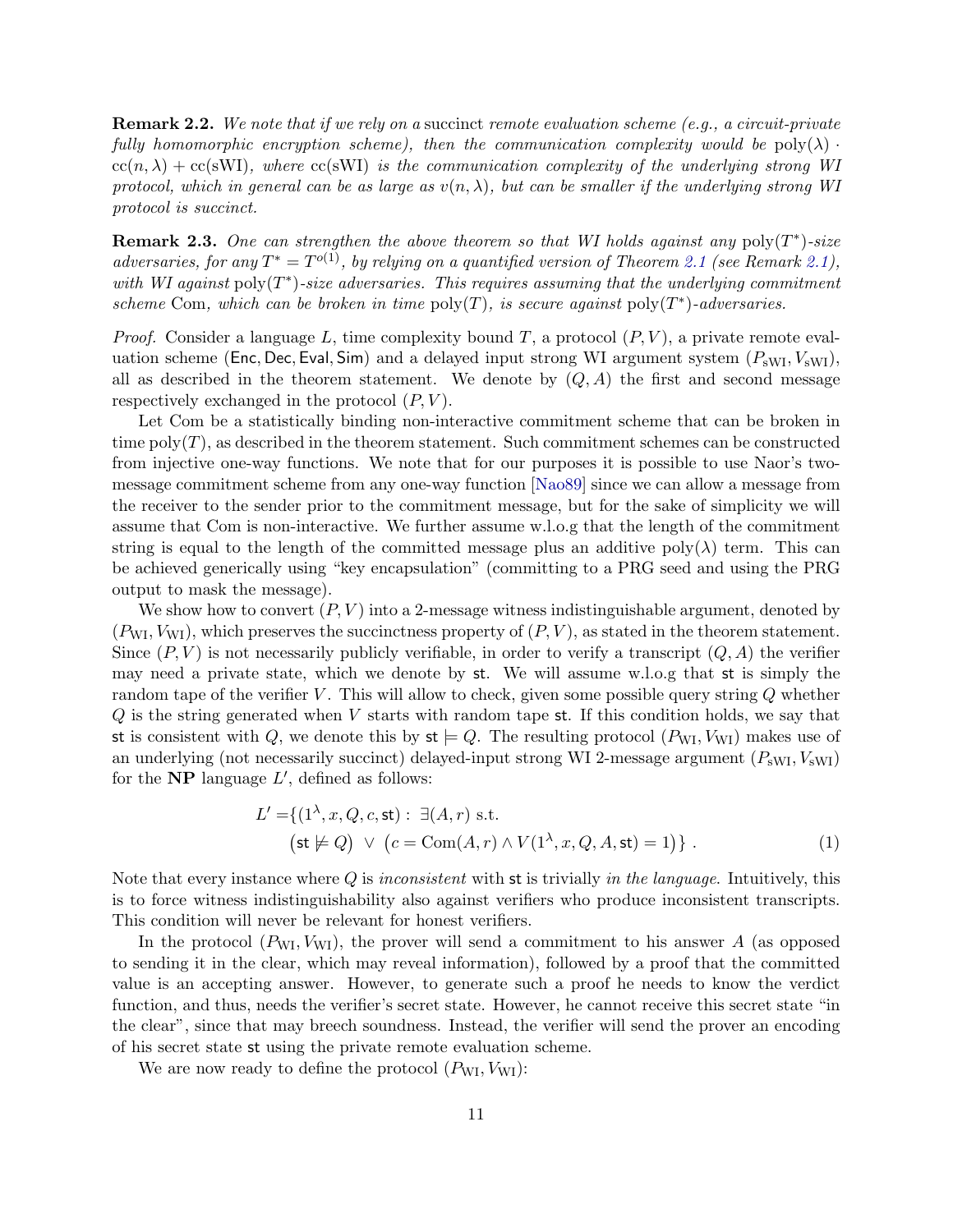**Remark 2.2.** *We note that if we rely on a* succinct *remote evaluation scheme (e.g., a circuit-private fully homomorphic encryption scheme), then the communication complexity would be* $\mathrm{poly}(\lambda) \cdot \mathrm{cc}(n, \lambda) + \mathrm{cc}(\mathrm{sWI})$*, where* $\mathrm{cc}(\mathrm{sWI})$ *is the communication complexity of the underlying strong WI protocol, which in general can be as large as* $v(n, \lambda)$*, but can be smaller if the underlying strong WI protocol is succinct.*

**Remark 2.3.** *One can strengthen the above theorem so that WI holds against any* $\mathrm{poly}(T^*)$*-size adversaries, for any* $T^* = T^{o(1)}$*, by relying on a quantified version of Theorem 2.1 (see Remark 2.1), with WI against* $\mathrm{poly}(T^*)$*-size adversaries. This requires assuming that the underlying commitment scheme* Com*, which can be broken in time* $\mathrm{poly}(T)$*, is secure against* $\mathrm{poly}(T^*)$*-adversaries.*

*Proof.* Consider a language $L$, time complexity bound $T$, a protocol $(P, V)$, a private remote evaluation scheme $(\mathsf{Enc}, \mathsf{Dec}, \mathsf{Eval}, \mathsf{Sim})$ and a delayed input strong WI argument system $(P_{\mathrm{sWI}}, V_{\mathrm{sWI}})$, all as described in the theorem statement. We denote by $(Q, A)$ the first and second message respectively exchanged in the protocol $(P, V)$.

Let Com be a statistically binding non-interactive commitment scheme that can be broken in time $\mathrm{poly}(T)$, as described in the theorem statement. Such commitment schemes can be constructed from injective one-way functions. We note that for our purposes it is possible to use Naor's two-message commitment scheme from any one-way function [Nao89] since we can allow a message from the receiver to the sender prior to the commitment message, but for the sake of simplicity we will assume that Com is non-interactive. We further assume w.l.o.g that the length of the commitment string is equal to the length of the committed message plus an additive $\mathrm{poly}(\lambda)$ term. This can be achieved generically using "key encapsulation" (committing to a PRG seed and using the PRG output to mask the message).

We show how to convert $(P, V)$ into a 2-message witness indistinguishable argument, denoted by $(P_{\mathrm{WI}}, V_{\mathrm{WI}})$, which preserves the succinctness property of $(P, V)$, as stated in the theorem statement. Since $(P, V)$ is not necessarily publicly verifiable, in order to verify a transcript $(Q, A)$ the verifier may need a private state, which we denote by $\mathsf{st}$. We will assume w.l.o.g that $\mathsf{st}$ is simply the random tape of the verifier $V$. This will allow to check, given some possible query string $Q$ whether $Q$ is the string generated when $V$ starts with random tape $\mathsf{st}$. If this condition holds, we say that $\mathsf{st}$ is consistent with $Q$, we denote this by $\mathsf{st} \models Q$. The resulting protocol $(P_{\mathrm{WI}}, V_{\mathrm{WI}})$ makes use of an underlying (not necessarily succinct) delayed-input strong WI 2-message argument $(P_{\mathrm{sWI}}, V_{\mathrm{sWI}})$ for the **NP** language $L'$, defined as follows:

$$L' = \{(1^\lambda, x, Q, c, \mathsf{st}) : \exists (A, r) \text{ s.t.} \\ \big(\mathsf{st} \not\models Q\big) \ \vee \ \big(c = \mathrm{Com}(A, r) \wedge V(1^\lambda, x, Q, A, \mathsf{st}) = 1\big)\} \,. \tag{1}$$

Note that every instance where $Q$ is *inconsistent* with $\mathsf{st}$ is trivially *in the language*. Intuitively, this is to force witness indistinguishability also against verifiers who produce inconsistent transcripts. This condition will never be relevant for honest verifiers.

In the protocol $(P_{\mathrm{WI}}, V_{\mathrm{WI}})$, the prover will send a commitment to his answer $A$ (as opposed to sending it in the clear, which may reveal information), followed by a proof that the committed value is an accepting answer. However, to generate such a proof he needs to know the verdict function, and thus, needs the verifier's secret state. However, he cannot receive this secret state "in the clear", since that may breech soundness. Instead, the verifier will send the prover an encoding of his secret state $\mathsf{st}$ using the private remote evaluation scheme.

We are now ready to define the protocol $(P_{\mathrm{WI}}, V_{\mathrm{WI}})$: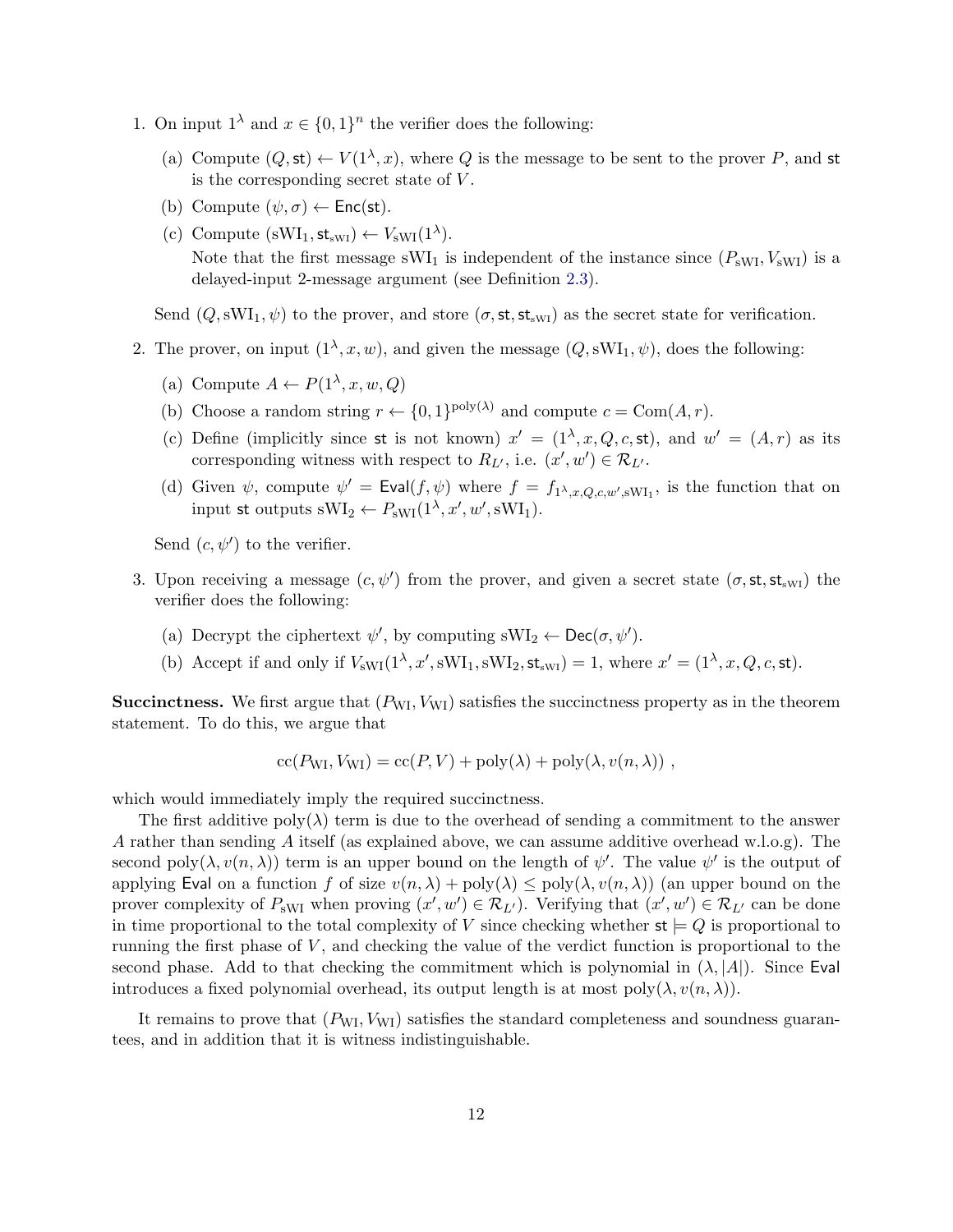1. On input $1^\lambda$ and $x \in \{0,1\}^n$ the verifier does the following:

   (a) Compute $(Q, \mathsf{st}) \leftarrow V(1^\lambda, x)$, where $Q$ is the message to be sent to the prover $P$, and $\mathsf{st}$ is the corresponding secret state of $V$.

   (b) Compute $(\psi, \sigma) \leftarrow \mathsf{Enc}(\mathsf{st})$.

   (c) Compute $(\mathrm{sWI}_1, \mathsf{st}_{\mathrm{sWI}}) \leftarrow V_{\mathrm{sWI}}(1^\lambda)$.
   Note that the first message $\mathrm{sWI}_1$ is independent of the instance since $(P_{\mathrm{sWI}}, V_{\mathrm{sWI}})$ is a delayed-input 2-message argument (see Definition 2.3).

   Send $(Q, \mathrm{sWI}_1, \psi)$ to the prover, and store $(\sigma, \mathsf{st}, \mathsf{st}_{\mathrm{sWI}})$ as the secret state for verification.

2. The prover, on input $(1^\lambda, x, w)$, and given the message $(Q, \mathrm{sWI}_1, \psi)$, does the following:

   (a) Compute $A \leftarrow P(1^\lambda, x, w, Q)$

   (b) Choose a random string $r \leftarrow \{0,1\}^{\mathrm{poly}(\lambda)}$ and compute $c = \mathrm{Com}(A, r)$.

   (c) Define (implicitly since $\mathsf{st}$ is not known) $x' = (1^\lambda, x, Q, c, \mathsf{st})$, and $w' = (A, r)$ as its corresponding witness with respect to $R_{L'}$, i.e. $(x', w') \in \mathcal{R}_{L'}$.

   (d) Given $\psi$, compute $\psi' = \mathsf{Eval}(f, \psi)$ where $f = f_{1^\lambda, x, Q, c, w', \mathrm{sWI}_1}$, is the function that on input $\mathsf{st}$ outputs $\mathrm{sWI}_2 \leftarrow P_{\mathrm{sWI}}(1^\lambda, x', w', \mathrm{sWI}_1)$.

   Send $(c, \psi')$ to the verifier.

3. Upon receiving a message $(c, \psi')$ from the prover, and given a secret state $(\sigma, \mathsf{st}, \mathsf{st}_{\mathrm{sWI}})$ the verifier does the following:

   (a) Decrypt the ciphertext $\psi'$, by computing $\mathrm{sWI}_2 \leftarrow \mathsf{Dec}(\sigma, \psi')$.

   (b) Accept if and only if $V_{\mathrm{sWI}}(1^\lambda, x', \mathrm{sWI}_1, \mathrm{sWI}_2, \mathsf{st}_{\mathrm{sWI}}) = 1$, where $x' = (1^\lambda, x, Q, c, \mathsf{st})$.

**Succinctness.** We first argue that $(P_{\mathrm{WI}}, V_{\mathrm{WI}})$ satisfies the succinctness property as in the theorem statement. To do this, we argue that

$$\mathrm{cc}(P_{\mathrm{WI}}, V_{\mathrm{WI}}) = \mathrm{cc}(P, V) + \mathrm{poly}(\lambda) + \mathrm{poly}(\lambda, v(n, \lambda)) \ ,$$

which would immediately imply the required succinctness.

The first additive $\mathrm{poly}(\lambda)$ term is due to the overhead of sending a commitment to the answer $A$ rather than sending $A$ itself (as explained above, we can assume additive overhead w.l.o.g). The second $\mathrm{poly}(\lambda, v(n, \lambda))$ term is an upper bound on the length of $\psi'$. The value $\psi'$ is the output of applying $\mathsf{Eval}$ on a function $f$ of size $v(n, \lambda) + \mathrm{poly}(\lambda) \le \mathrm{poly}(\lambda, v(n, \lambda))$ (an upper bound on the prover complexity of $P_{\mathrm{sWI}}$ when proving $(x', w') \in \mathcal{R}_{L'}$). Verifying that $(x', w') \in \mathcal{R}_{L'}$ can be done in time proportional to the total complexity of $V$ since checking whether $\mathsf{st} \models Q$ is proportional to running the first phase of $V$, and checking the value of the verdict function is proportional to the second phase. Add to that checking the commitment which is polynomial in $(\lambda, |A|)$. Since $\mathsf{Eval}$ introduces a fixed polynomial overhead, its output length is at most $\mathrm{poly}(\lambda, v(n, \lambda))$.

It remains to prove that $(P_{\mathrm{WI}}, V_{\mathrm{WI}})$ satisfies the standard completeness and soundness guarantees, and in addition that it is witness indistinguishable.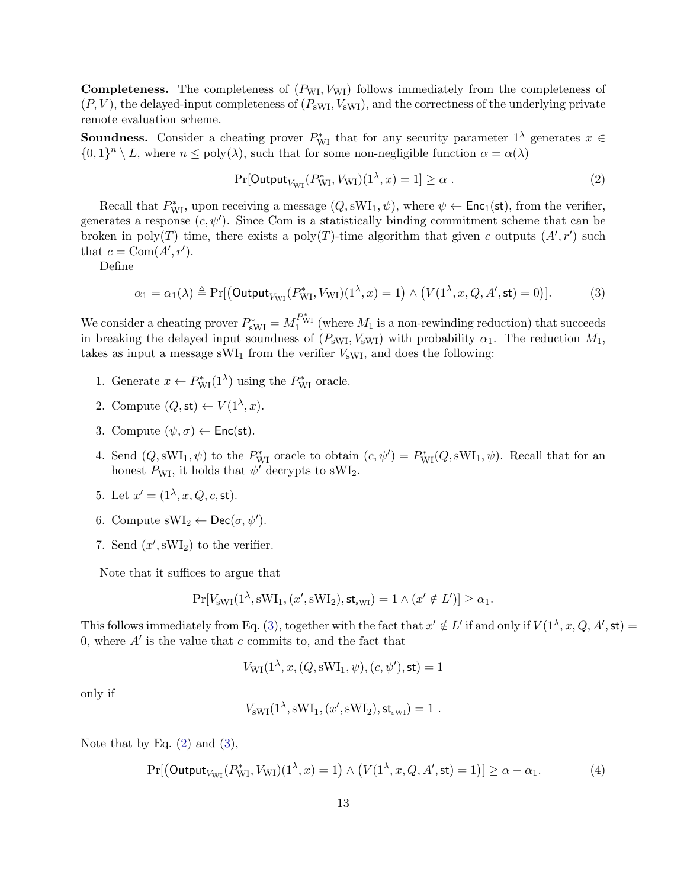**Completeness.** The completeness of $(P_{\text{WI}}, V_{\text{WI}})$ follows immediately from the completeness of $(P, V)$, the delayed-input completeness of $(P_{\text{sWI}}, V_{\text{sWI}})$, and the correctness of the underlying private remote evaluation scheme.

**Soundness.** Consider a cheating prover $P^*_{\text{WI}}$ that for any security parameter $1^\lambda$ generates $x \in \{0,1\}^n \setminus L$, where $n \leq \text{poly}(\lambda)$, such that for some non-negligible function $\alpha = \alpha(\lambda)$

$$\Pr[\mathsf{Output}_{V_{\text{WI}}}(P^*_{\text{WI}}, V_{\text{WI}})(1^\lambda, x) = 1] \geq \alpha \ . \tag{2}$$

Recall that $P^*_{\text{WI}}$, upon receiving a message $(Q, \text{sWI}_1, \psi)$, where $\psi \leftarrow \mathsf{Enc}_1(\mathsf{st})$, from the verifier, generates a response $(c, \psi')$. Since Com is a statistically binding commitment scheme that can be broken in $\text{poly}(T)$ time, there exists a $\text{poly}(T)$-time algorithm that given $c$ outputs $(A', r')$ such that $c = \text{Com}(A', r')$.

Define

$$\alpha_1 = \alpha_1(\lambda) \triangleq \Pr[\big(\mathsf{Output}_{V_{\text{WI}}}(P^*_{\text{WI}}, V_{\text{WI}})(1^\lambda, x) = 1\big) \wedge \big(V(1^\lambda, x, Q, A', \mathsf{st}) = 0\big)]. \tag{3}$$

We consider a cheating prover $P^*_{\text{sWI}} = M_1^{P^*_{\text{WI}}}$ (where $M_1$ is a non-rewinding reduction) that succeeds in breaking the delayed input soundness of $(P_{\text{sWI}}, V_{\text{sWI}})$ with probability $\alpha_1$. The reduction $M_1$, takes as input a message $\text{sWI}_1$ from the verifier $V_{\text{sWI}}$, and does the following:

1. Generate $x \leftarrow P^*_{\text{WI}}(1^\lambda)$ using the $P^*_{\text{WI}}$ oracle.
2. Compute $(Q, \mathsf{st}) \leftarrow V(1^\lambda, x)$.
3. Compute $(\psi, \sigma) \leftarrow \mathsf{Enc}(\mathsf{st})$.
4. Send $(Q, \text{sWI}_1, \psi)$ to the $P^*_{\text{WI}}$ oracle to obtain $(c, \psi') = P^*_{\text{WI}}(Q, \text{sWI}_1, \psi)$. Recall that for an honest $P_{\text{WI}}$, it holds that $\psi'$ decrypts to $\text{sWI}_2$.
5. Let $x' = (1^\lambda, x, Q, c, \mathsf{st})$.
6. Compute $\text{sWI}_2 \leftarrow \mathsf{Dec}(\sigma, \psi')$.
7. Send $(x', \text{sWI}_2)$ to the verifier.

Note that it suffices to argue that

$$\Pr[V_{\text{sWI}}(1^\lambda, \text{sWI}_1, (x', \text{sWI}_2), \mathsf{st}_{\text{sWI}}) = 1 \wedge (x' \notin L')] \geq \alpha_1.$$

This follows immediately from Eq. (3), together with the fact that $x' \notin L'$ if and only if $V(1^\lambda, x, Q, A', \mathsf{st}) = 0$, where $A'$ is the value that $c$ commits to, and the fact that

$$V_{\text{WI}}(1^\lambda, x, (Q, \text{sWI}_1, \psi), (c, \psi'), \mathsf{st}) = 1$$

only if

$$V_{\text{sWI}}(1^\lambda, \text{sWI}_1, (x', \text{sWI}_2), \mathsf{st}_{\text{sWI}}) = 1 \ .$$

Note that by Eq. (2) and (3),

$$\Pr[\big(\mathsf{Output}_{V_{\text{WI}}}(P^*_{\text{WI}}, V_{\text{WI}})(1^\lambda, x) = 1\big) \wedge \big(V(1^\lambda, x, Q, A', \mathsf{st}) = 1\big)] \geq \alpha - \alpha_1. \tag{4}$$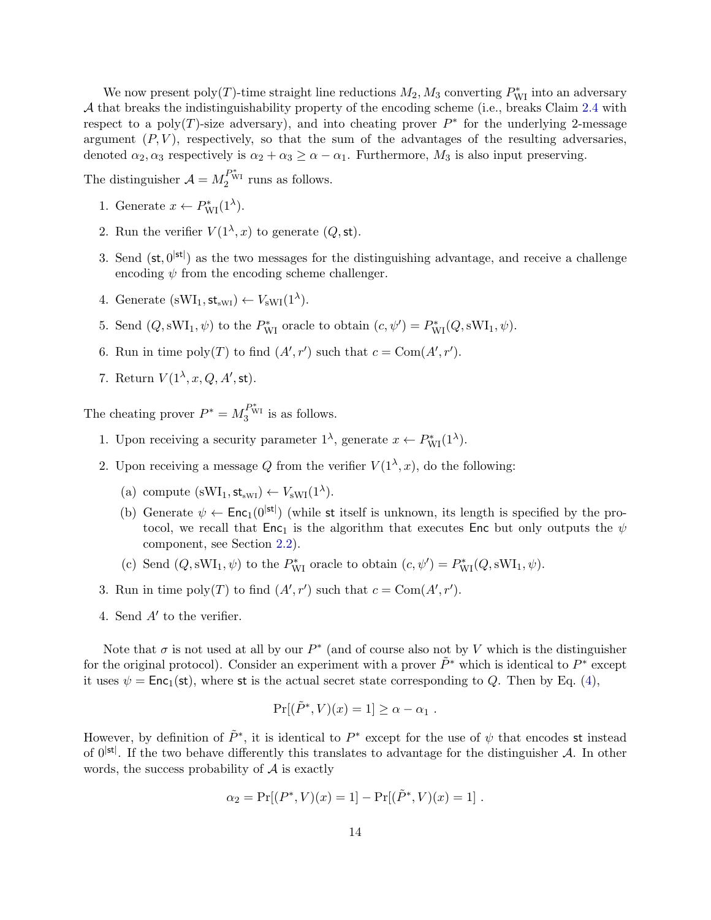We now present poly($T$)-time straight line reductions $M_2, M_3$ converting $P^*_{\mathrm{WI}}$ into an adversary $\mathcal{A}$ that breaks the indistinguishability property of the encoding scheme (i.e., breaks Claim 2.4 with respect to a poly($T$)-size adversary), and into cheating prover $P^*$ for the underlying 2-message argument $(P, V)$, respectively, so that the sum of the advantages of the resulting adversaries, denoted $\alpha_2, \alpha_3$ respectively is $\alpha_2 + \alpha_3 \geq \alpha - \alpha_1$. Furthermore, $M_3$ is also input preserving.

The distinguisher $\mathcal{A} = M_2^{P^*_{\mathrm{WI}}}$ runs as follows.

1. Generate $x \leftarrow P^*_{\mathrm{WI}}(1^\lambda)$.
2. Run the verifier $V(1^\lambda, x)$ to generate $(Q, \mathsf{st})$.
3. Send $(\mathsf{st}, 0^{|\mathsf{st}|})$ as the two messages for the distinguishing advantage, and receive a challenge encoding $\psi$ from the encoding scheme challenger.
4. Generate $(\mathrm{sWI}_1, \mathsf{st}_{\mathrm{sWI}}) \leftarrow V_{\mathrm{sWI}}(1^\lambda)$.
5. Send $(Q, \mathrm{sWI}_1, \psi)$ to the $P^*_{\mathrm{WI}}$ oracle to obtain $(c, \psi') = P^*_{\mathrm{WI}}(Q, \mathrm{sWI}_1, \psi)$.
6. Run in time poly($T$) to find $(A', r')$ such that $c = \mathrm{Com}(A', r')$.
7. Return $V(1^\lambda, x, Q, A', \mathsf{st})$.

The cheating prover $P^* = M_3^{P^*_{\mathrm{WI}}}$ is as follows.

1. Upon receiving a security parameter $1^\lambda$, generate $x \leftarrow P^*_{\mathrm{WI}}(1^\lambda)$.
2. Upon receiving a message $Q$ from the verifier $V(1^\lambda, x)$, do the following:
   (a) compute $(\mathrm{sWI}_1, \mathsf{st}_{\mathrm{sWI}}) \leftarrow V_{\mathrm{sWI}}(1^\lambda)$.
   (b) Generate $\psi \leftarrow \mathsf{Enc}_1(0^{|\mathsf{st}|})$ (while $\mathsf{st}$ itself is unknown, its length is specified by the protocol, we recall that $\mathsf{Enc}_1$ is the algorithm that executes $\mathsf{Enc}$ but only outputs the $\psi$ component, see Section 2.2).
   (c) Send $(Q, \mathrm{sWI}_1, \psi)$ to the $P^*_{\mathrm{WI}}$ oracle to obtain $(c, \psi') = P^*_{\mathrm{WI}}(Q, \mathrm{sWI}_1, \psi)$.
3. Run in time poly($T$) to find $(A', r')$ such that $c = \mathrm{Com}(A', r')$.
4. Send $A'$ to the verifier.

Note that $\sigma$ is not used at all by our $P^*$ (and of course also not by $V$ which is the distinguisher for the original protocol). Consider an experiment with a prover $\tilde{P}^*$ which is identical to $P^*$ except it uses $\psi = \mathsf{Enc}_1(\mathsf{st})$, where $\mathsf{st}$ is the actual secret state corresponding to $Q$. Then by Eq. (4),

$$\Pr[(\tilde{P}^*, V)(x) = 1] \geq \alpha - \alpha_1 \ .$$

However, by definition of $\tilde{P}^*$, it is identical to $P^*$ except for the use of $\psi$ that encodes $\mathsf{st}$ instead of $0^{|\mathsf{st}|}$. If the two behave differently this translates to advantage for the distinguisher $\mathcal{A}$. In other words, the success probability of $\mathcal{A}$ is exactly

$$\alpha_2 = \Pr[(P^*, V)(x) = 1] - \Pr[(\tilde{P}^*, V)(x) = 1] \ .$$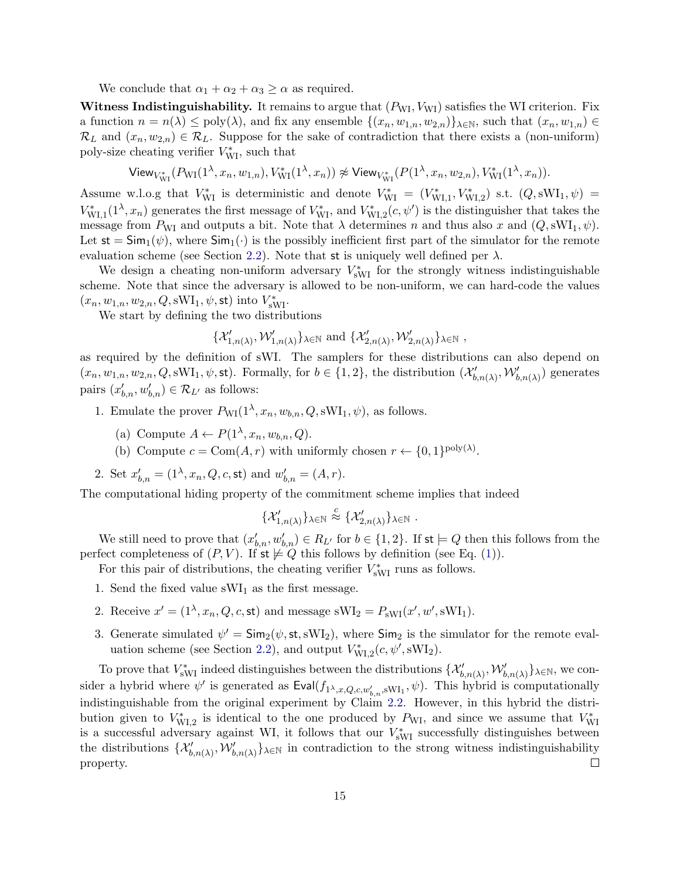We conclude that $\alpha_1 + \alpha_2 + \alpha_3 \geq \alpha$ as required.

**Witness Indistinguishability.** It remains to argue that $(P_{\text{WI}}, V_{\text{WI}})$ satisfies the WI criterion. Fix a function $n = n(\lambda) \leq \text{poly}(\lambda)$, and fix any ensemble $\{(x_n, w_{1,n}, w_{2,n})\}_{\lambda \in \mathbb{N}}$, such that $(x_n, w_{1,n}) \in \mathcal{R}_L$ and $(x_n, w_{2,n}) \in \mathcal{R}_L$. Suppose for the sake of contradiction that there exists a (non-uniform) poly-size cheating verifier $V^*_{\text{WI}}$, such that

$$\mathsf{View}_{V^*_{\text{WI}}}(P_{\text{WI}}(1^\lambda, x_n, w_{1,n}), V^*_{\text{WI}}(1^\lambda, x_n)) \not\approx \mathsf{View}_{V^*_{\text{WI}}}(P(1^\lambda, x_n, w_{2,n}), V^*_{\text{WI}}(1^\lambda, x_n)).$$

Assume w.l.o.g that $V^*_{\text{WI}}$ is deterministic and denote $V^*_{\text{WI}} = (V^*_{\text{WI},1}, V^*_{\text{WI},2})$ s.t. $(Q, \text{sWI}_1, \psi) = V^*_{\text{WI},1}(1^\lambda, x_n)$ generates the first message of $V^*_{\text{WI}}$, and $V^*_{\text{WI},2}(c, \psi')$ is the distinguisher that takes the message from $P_{\text{WI}}$ and outputs a bit. Note that $\lambda$ determines $n$ and thus also $x$ and $(Q, \text{sWI}_1, \psi)$. Let $\mathsf{st} = \mathsf{Sim}_1(\psi)$, where $\mathsf{Sim}_1(\cdot)$ is the possibly inefficient first part of the simulator for the remote evaluation scheme (see Section 2.2). Note that $\mathsf{st}$ is uniquely well defined per $\lambda$.

We design a cheating non-uniform adversary $V^*_{\text{sWI}}$ for the strongly witness indistinguishable scheme. Note that since the adversary is allowed to be non-uniform, we can hard-code the values $(x_n, w_{1,n}, w_{2,n}, Q, \text{sWI}_1, \psi, \mathsf{st})$ into $V^*_{\text{sWI}}$.

We start by defining the two distributions

$$\{\mathcal{X}'_{1,n(\lambda)}, \mathcal{W}'_{1,n(\lambda)}\}_{\lambda \in \mathbb{N}} \text{ and } \{\mathcal{X}'_{2,n(\lambda)}, \mathcal{W}'_{2,n(\lambda)}\}_{\lambda \in \mathbb{N}} ,$$

as required by the definition of sWI. The samplers for these distributions can also depend on $(x_n, w_{1,n}, w_{2,n}, Q, \text{sWI}_1, \psi, \mathsf{st})$. Formally, for $b \in \{1, 2\}$, the distribution $(\mathcal{X}'_{b,n(\lambda)}, \mathcal{W}'_{b,n(\lambda)})$ generates pairs $(x'_{b,n}, w'_{b,n}) \in \mathcal{R}_{L'}$ as follows:

1. Emulate the prover $P_{\text{WI}}(1^\lambda, x_n, w_{b,n}, Q, \text{sWI}_1, \psi)$, as follows.
   (a) Compute $A \leftarrow P(1^\lambda, x_n, w_{b,n}, Q)$.
   (b) Compute $c = \text{Com}(A, r)$ with uniformly chosen $r \leftarrow \{0,1\}^{\text{poly}(\lambda)}$.
2. Set $x'_{b,n} = (1^\lambda, x_n, Q, c, \mathsf{st})$ and $w'_{b,n} = (A, r)$.

The computational hiding property of the commitment scheme implies that indeed

$$\{\mathcal{X}'_{1,n(\lambda)}\}_{\lambda \in \mathbb{N}} \overset{c}{\approx} \{\mathcal{X}'_{2,n(\lambda)}\}_{\lambda \in \mathbb{N}} .$$

We still need to prove that $(x'_{b,n}, w'_{b,n}) \in R_{L'}$ for $b \in \{1, 2\}$. If $\mathsf{st} \models Q$ then this follows from the perfect completeness of $(P, V)$. If $\mathsf{st} \not\models Q$ this follows by definition (see Eq. (1)).

For this pair of distributions, the cheating verifier $V^*_{\text{sWI}}$ runs as follows.

1. Send the fixed value $\text{sWI}_1$ as the first message.
2. Receive $x' = (1^\lambda, x_n, Q, c, \mathsf{st})$ and message $\text{sWI}_2 = P_{\text{sWI}}(x', w', \text{sWI}_1)$.
3. Generate simulated $\psi' = \mathsf{Sim}_2(\psi, \mathsf{st}, \text{sWI}_2)$, where $\mathsf{Sim}_2$ is the simulator for the remote evaluation scheme (see Section 2.2), and output $V^*_{\text{WI},2}(c, \psi', \text{sWI}_2)$.

To prove that $V^*_{\text{sWI}}$ indeed distinguishes between the distributions $\{\mathcal{X}'_{b,n(\lambda)}, \mathcal{W}'_{b,n(\lambda)}\}_{\lambda \in \mathbb{N}}$, we consider a hybrid where $\psi'$ is generated as $\mathsf{Eval}(f_{1^\lambda, x, Q, c, w'_{b,n}, \text{sWI}_1}, \psi)$. This hybrid is computationally indistinguishable from the original experiment by Claim 2.2. However, in this hybrid the distribution given to $V^*_{\text{WI},2}$ is identical to the one produced by $P_{\text{WI}}$, and since we assume that $V^*_{\text{WI}}$ is a successful adversary against WI, it follows that our $V^*_{\text{sWI}}$ successfully distinguishes between the distributions $\{\mathcal{X}'_{b,n(\lambda)}, \mathcal{W}'_{b,n(\lambda)}\}_{\lambda \in \mathbb{N}}$ in contradiction to the strong witness indistinguishability property. ☐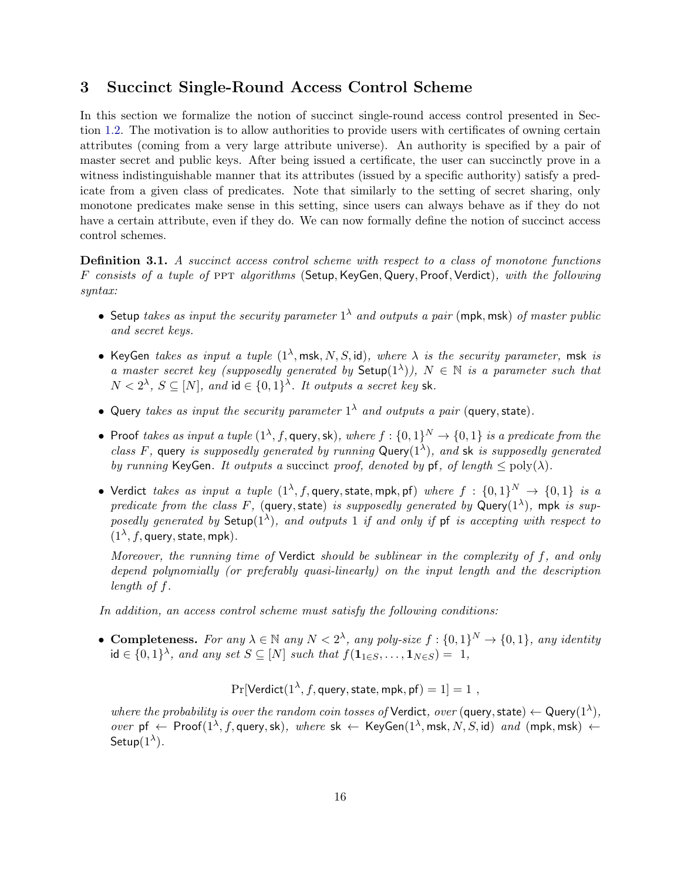## 3 Succinct Single-Round Access Control Scheme

In this section we formalize the notion of succinct single-round access control presented in Section 1.2. The motivation is to allow authorities to provide users with certificates of owning certain attributes (coming from a very large attribute universe). An authority is specified by a pair of master secret and public keys. After being issued a certificate, the user can succinctly prove in a witness indistinguishable manner that its attributes (issued by a specific authority) satisfy a predicate from a given class of predicates. Note that similarly to the setting of secret sharing, only monotone predicates make sense in this setting, since users can always behave as if they do not have a certain attribute, even if they do. We can now formally define the notion of succinct access control schemes.

**Definition 3.1.** *A succinct access control scheme with respect to a class of monotone functions $F$ consists of a tuple of* PPT *algorithms* $(\mathsf{Setup}, \mathsf{KeyGen}, \mathsf{Query}, \mathsf{Proof}, \mathsf{Verdict})$*, with the following syntax:*

- $\mathsf{Setup}$ *takes as input the security parameter $1^\lambda$ and outputs a pair $(\mathsf{mpk}, \mathsf{msk})$ of master public and secret keys.*
- $\mathsf{KeyGen}$ *takes as input a tuple $(1^\lambda, \mathsf{msk}, N, S, \mathsf{id})$, where $\lambda$ is the security parameter, $\mathsf{msk}$ is a master secret key (supposedly generated by $\mathsf{Setup}(1^\lambda)$), $N \in \mathbb{N}$ is a parameter such that $N < 2^\lambda$, $S \subseteq [N]$, and $\mathsf{id} \in \{0,1\}^\lambda$. It outputs a secret key $\mathsf{sk}$.*
- $\mathsf{Query}$ *takes as input the security parameter $1^\lambda$ and outputs a pair $(\mathsf{query}, \mathsf{state})$.*
- $\mathsf{Proof}$ *takes as input a tuple $(1^\lambda, f, \mathsf{query}, \mathsf{sk})$, where $f : \{0,1\}^N \to \{0,1\}$ is a predicate from the class $F$, $\mathsf{query}$ is supposedly generated by running $\mathsf{Query}(1^\lambda)$, and $\mathsf{sk}$ is supposedly generated by running $\mathsf{KeyGen}$. It outputs a* succinct *proof, denoted by $\mathsf{pf}$, of length $\leq \mathrm{poly}(\lambda)$.*
- $\mathsf{Verdict}$ *takes as input a tuple $(1^\lambda, f, \mathsf{query}, \mathsf{state}, \mathsf{mpk}, \mathsf{pf})$ where $f : \{0,1\}^N \to \{0,1\}$ is a predicate from the class $F$, $(\mathsf{query}, \mathsf{state})$ is supposedly generated by $\mathsf{Query}(1^\lambda)$, $\mathsf{mpk}$ is supposedly generated by $\mathsf{Setup}(1^\lambda)$, and outputs $1$ if and only if $\mathsf{pf}$ is accepting with respect to $(1^\lambda, f, \mathsf{query}, \mathsf{state}, \mathsf{mpk})$.*

  *Moreover, the running time of $\mathsf{Verdict}$ should be sublinear in the complexity of $f$, and only depend polynomially (or preferably quasi-linearly) on the input length and the description length of $f$.*

*In addition, an access control scheme must satisfy the following conditions:*

- **Completeness.** *For any $\lambda \in \mathbb{N}$ any $N < 2^\lambda$, any poly-size $f : \{0,1\}^N \to \{0,1\}$, any identity $\mathsf{id} \in \{0,1\}^\lambda$, and any set $S \subseteq [N]$ such that $f(\mathbf{1}_{1\in S}, \ldots, \mathbf{1}_{N\in S}) = 1$,*

$$\Pr[\mathsf{Verdict}(1^\lambda, f, \mathsf{query}, \mathsf{state}, \mathsf{mpk}, \mathsf{pf}) = 1] = 1 \ ,$$

  *where the probability is over the random coin tosses of $\mathsf{Verdict}$, over $(\mathsf{query}, \mathsf{state}) \leftarrow \mathsf{Query}(1^\lambda)$, over $\mathsf{pf} \leftarrow \mathsf{Proof}(1^\lambda, f, \mathsf{query}, \mathsf{sk})$, where $\mathsf{sk} \leftarrow \mathsf{KeyGen}(1^\lambda, \mathsf{msk}, N, S, \mathsf{id})$ and $(\mathsf{mpk}, \mathsf{msk}) \leftarrow \mathsf{Setup}(1^\lambda)$.*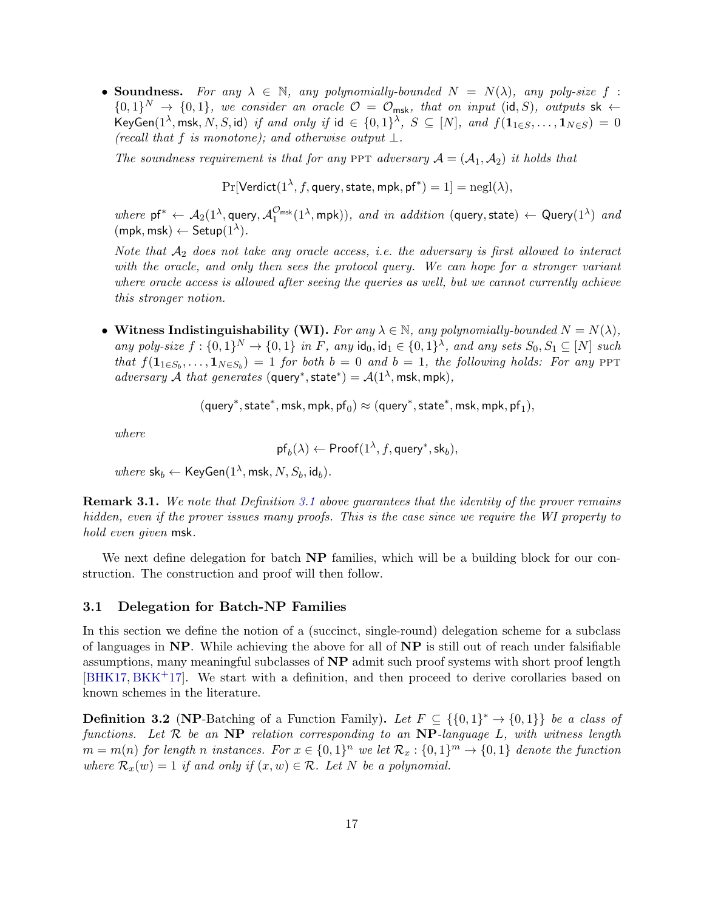- **Soundness.** *For any $\lambda \in \mathbb{N}$, any polynomially-bounded $N = N(\lambda)$, any poly-size $f : \{0,1\}^N \to \{0,1\}$, we consider an oracle $\mathcal{O} = \mathcal{O}_{\mathsf{msk}}$, that on input $(\mathsf{id}, S)$, outputs $\mathsf{sk} \leftarrow \mathsf{KeyGen}(1^\lambda, \mathsf{msk}, N, S, \mathsf{id})$ if and only if $\mathsf{id} \in \{0,1\}^\lambda$, $S \subseteq [N]$, and $f(\mathbf{1}_{1\in S}, \ldots, \mathbf{1}_{N \in S}) = 0$ (recall that $f$ is monotone); and otherwise output $\perp$.*

  *The soundness requirement is that for any PPT adversary $\mathcal{A} = (\mathcal{A}_1, \mathcal{A}_2)$ it holds that*

  $$\Pr[\mathsf{Verdict}(1^\lambda, f, \mathsf{query}, \mathsf{state}, \mathsf{mpk}, \mathsf{pf}^*) = 1] = \mathrm{negl}(\lambda),$$

  *where $\mathsf{pf}^* \leftarrow \mathcal{A}_2(1^\lambda, \mathsf{query}, \mathcal{A}_1^{\mathcal{O}_{\mathsf{msk}}}(1^\lambda, \mathsf{mpk}))$, and in addition $(\mathsf{query}, \mathsf{state}) \leftarrow \mathsf{Query}(1^\lambda)$ and $(\mathsf{mpk}, \mathsf{msk}) \leftarrow \mathsf{Setup}(1^\lambda)$.*

  *Note that $\mathcal{A}_2$ does not take any oracle access, i.e. the adversary is first allowed to interact with the oracle, and only then sees the protocol query. We can hope for a stronger variant where oracle access is allowed after seeing the queries as well, but we cannot currently achieve this stronger notion.*

- **Witness Indistinguishability (WI).** *For any $\lambda \in \mathbb{N}$, any polynomially-bounded $N = N(\lambda)$, any poly-size $f : \{0,1\}^N \to \{0,1\}$ in $F$, any $\mathsf{id}_0, \mathsf{id}_1 \in \{0,1\}^\lambda$, and any sets $S_0, S_1 \subseteq [N]$ such that $f(\mathbf{1}_{1\in S_b}, \ldots, \mathbf{1}_{N\in S_b}) = 1$ for both $b = 0$ and $b = 1$, the following holds: For any PPT adversary $\mathcal{A}$ that generates $(\mathsf{query}^*, \mathsf{state}^*) = \mathcal{A}(1^\lambda, \mathsf{msk}, \mathsf{mpk})$,*

  $$(\mathsf{query}^*, \mathsf{state}^*, \mathsf{msk}, \mathsf{mpk}, \mathsf{pf}_0) \approx (\mathsf{query}^*, \mathsf{state}^*, \mathsf{msk}, \mathsf{mpk}, \mathsf{pf}_1),$$

  *where*

  $$\mathsf{pf}_b(\lambda) \leftarrow \mathsf{Proof}(1^\lambda, f, \mathsf{query}^*, \mathsf{sk}_b),$$

  *where $\mathsf{sk}_b \leftarrow \mathsf{KeyGen}(1^\lambda, \mathsf{msk}, N, S_b, \mathsf{id}_b)$.*

**Remark 3.1.** *We note that Definition 3.1 above guarantees that the identity of the prover remains hidden, even if the prover issues many proofs. This is the case since we require the WI property to hold even given* $\mathsf{msk}$.

We next define delegation for batch **NP** families, which will be a building block for our construction. The construction and proof will then follow.

### 3.1 Delegation for Batch-NP Families

In this section we define the notion of a (succinct, single-round) delegation scheme for a subclass of languages in **NP**. While achieving the above for all of **NP** is still out of reach under falsifiable assumptions, many meaningful subclasses of **NP** admit such proof systems with short proof length [BHK17, BKK+17]. We start with a definition, and then proceed to derive corollaries based on known schemes in the literature.

**Definition 3.2** (**NP**-Batching of a Function Family)**.** *Let $F \subseteq \{\{0,1\}^* \to \{0,1\}\}$ be a class of functions. Let $\mathcal{R}$ be an **NP** relation corresponding to an **NP**-language $L$, with witness length $m = m(n)$ for length $n$ instances. For $x \in \{0,1\}^n$ we let $\mathcal{R}_x : \{0,1\}^m \to \{0,1\}$ denote the function where $\mathcal{R}_x(w) = 1$ if and only if $(x, w) \in \mathcal{R}$. Let $N$ be a polynomial.*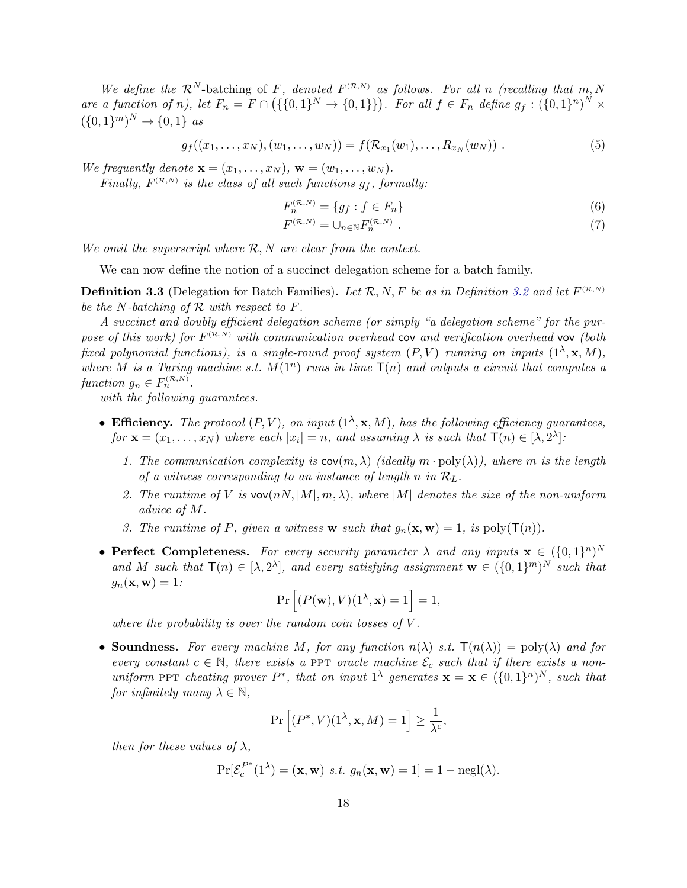*We define the $\mathcal{R}^N$-batching of $F$, denoted $F^{(\mathcal{R},N)}$ as follows. For all $n$ (recalling that $m, N$ are a function of $n$), let $F_n = F \cap \left(\{\{0,1\}^N \to \{0,1\}\}\right)$. For all $f \in F_n$ define $g_f : (\{0,1\}^n)^N \times (\{0,1\}^m)^N \to \{0,1\}$ as*

$$g_f((x_1, \ldots, x_N), (w_1, \ldots, w_N)) = f(\mathcal{R}_{x_1}(w_1), \ldots, R_{x_N}(w_N)) \ . \tag{5}$$

*We frequently denote $\mathbf{x} = (x_1, \ldots, x_N)$, $\mathbf{w} = (w_1, \ldots, w_N)$.*

*Finally, $F^{(\mathcal{R},N)}$ is the class of all such functions $g_f$, formally:*

$$F_n^{(\mathcal{R},N)} = \{g_f : f \in F_n\} \tag{6}$$

$$F^{(\mathcal{R},N)} = \cup_{n \in \mathbb{N}} F_n^{(\mathcal{R},N)} \ . \tag{7}$$

*We omit the superscript where $\mathcal{R}, N$ are clear from the context.*

We can now define the notion of a succinct delegation scheme for a batch family.

**Definition 3.3** (Delegation for Batch Families)**.** *Let $\mathcal{R}, N, F$ be as in Definition 3.2 and let $F^{(\mathcal{R},N)}$ be the $N$-batching of $\mathcal{R}$ with respect to $F$.*

*A succinct and doubly efficient delegation scheme (or simply "a delegation scheme" for the purpose of this work) for $F^{(\mathcal{R},N)}$ with communication overhead $\mathsf{cov}$ and verification overhead $\mathsf{vov}$ (both fixed polynomial functions), is a single-round proof system $(P, V)$ running on inputs $(1^\lambda, \mathbf{x}, M)$, where $M$ is a Turing machine s.t. $M(1^n)$ runs in time $\mathsf{T}(n)$ and outputs a circuit that computes a function $g_n \in F_n^{(\mathcal{R},N)}$.*

*with the following guarantees.*

- **Efficiency.** *The protocol $(P, V)$, on input $(1^\lambda, \mathbf{x}, M)$, has the following efficiency guarantees, for $\mathbf{x} = (x_1, \ldots, x_N)$ where each $|x_i| = n$, and assuming $\lambda$ is such that $\mathsf{T}(n) \in [\lambda, 2^\lambda]$:*
  1. *The communication complexity is $\mathsf{cov}(m, \lambda)$ (ideally $m \cdot \mathrm{poly}(\lambda)$), where $m$ is the length of a witness corresponding to an instance of length $n$ in $\mathcal{R}_L$.*
  2. *The runtime of $V$ is $\mathsf{vov}(nN, |M|, m, \lambda)$, where $|M|$ denotes the size of the non-uniform advice of $M$.*
  3. *The runtime of $P$, given a witness $\mathbf{w}$ such that $g_n(\mathbf{x}, \mathbf{w}) = 1$, is $\mathrm{poly}(\mathsf{T}(n))$.*

- **Perfect Completeness.** *For every security parameter $\lambda$ and any inputs $\mathbf{x} \in (\{0,1\}^n)^N$ and $M$ such that $\mathsf{T}(n) \in [\lambda, 2^\lambda]$, and every satisfying assignment $\mathbf{w} \in (\{0,1\}^m)^N$ such that $g_n(\mathbf{x}, \mathbf{w}) = 1$:*

$$\Pr\left[(P(\mathbf{w}), V)(1^\lambda, \mathbf{x}) = 1\right] = 1,$$

  *where the probability is over the random coin tosses of $V$.*

- **Soundness.** *For every machine $M$, for any function $n(\lambda)$ s.t. $\mathsf{T}(n(\lambda)) = \mathrm{poly}(\lambda)$ and for every constant $c \in \mathbb{N}$, there exists a* PPT *oracle machine $\mathcal{E}_c$ such that if there exists a non-uniform* PPT *cheating prover $P^*$, that on input $1^\lambda$ generates $\mathbf{x} = \mathbf{x} \in (\{0,1\}^n)^N$, such that for infinitely many $\lambda \in \mathbb{N}$,*

$$\Pr\left[(P^*, V)(1^\lambda, \mathbf{x}, M) = 1\right] \geq \frac{1}{\lambda^c},$$

  *then for these values of $\lambda$,*

$$\Pr[\mathcal{E}_c^{P^*}(1^\lambda) = (\mathbf{x}, \mathbf{w}) \text{ s.t. } g_n(\mathbf{x}, \mathbf{w}) = 1] = 1 - \mathrm{negl}(\lambda).$$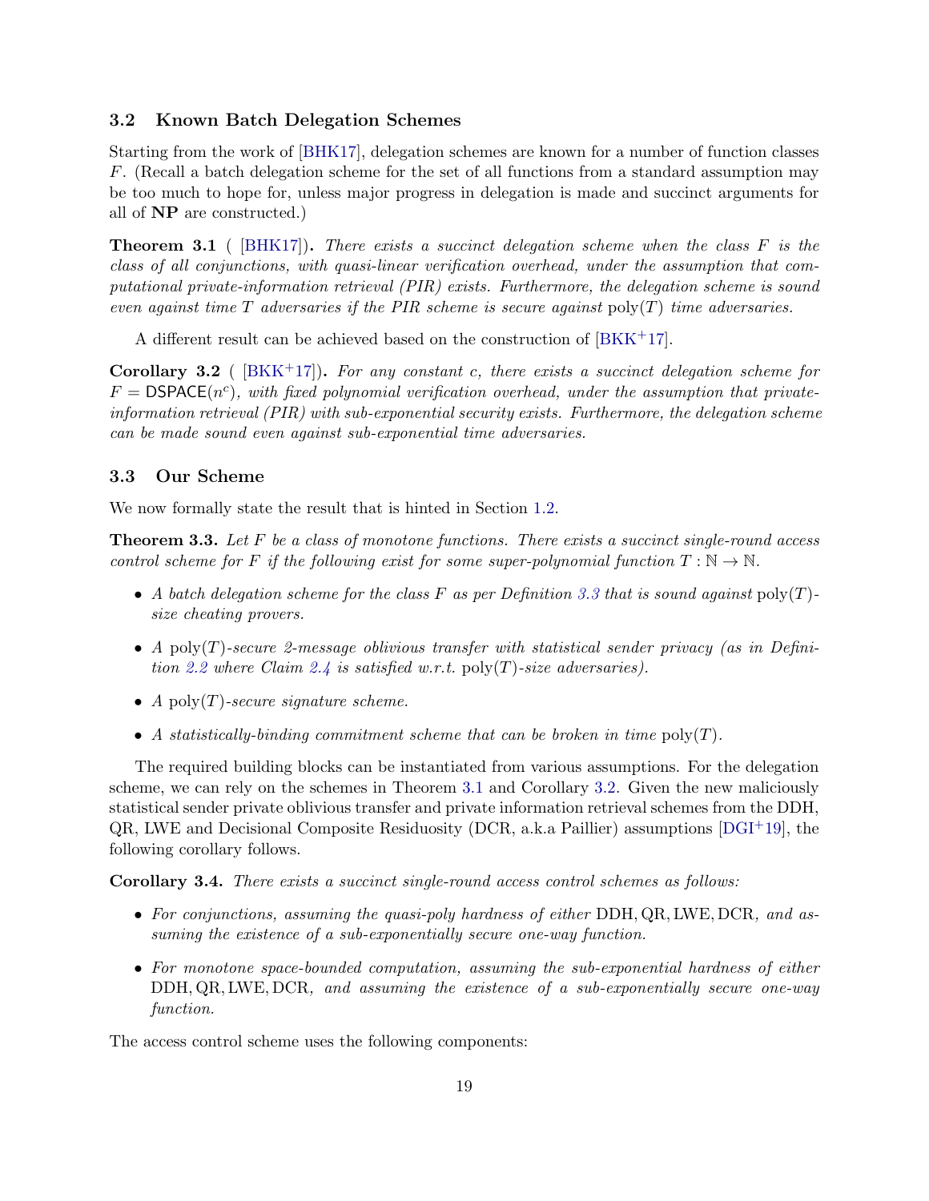## 3.2 Known Batch Delegation Schemes

Starting from the work of [BHK17], delegation schemes are known for a number of function classes $F$. (Recall a batch delegation scheme for the set of all functions from a standard assumption may be too much to hope for, unless major progress in delegation is made and succinct arguments for all of **NP** are constructed.)

**Theorem 3.1** ( [BHK17])**.** *There exists a succinct delegation scheme when the class $F$ is the class of all conjunctions, with quasi-linear verification overhead, under the assumption that computational private-information retrieval (PIR) exists. Furthermore, the delegation scheme is sound even against time $T$ adversaries if the PIR scheme is secure against $\mathrm{poly}(T)$ time adversaries.*

A different result can be achieved based on the construction of [BKK+17].

**Corollary 3.2** ( [BKK+17])**.** *For any constant $c$, there exists a succinct delegation scheme for $F = \mathsf{DSPACE}(n^c)$, with fixed polynomial verification overhead, under the assumption that private-information retrieval (PIR) with sub-exponential security exists. Furthermore, the delegation scheme can be made sound even against sub-exponential time adversaries.*

## 3.3 Our Scheme

We now formally state the result that is hinted in Section 1.2.

**Theorem 3.3.** *Let $F$ be a class of monotone functions. There exists a succinct single-round access control scheme for $F$ if the following exist for some super-polynomial function $T : \mathbb{N} \to \mathbb{N}$.*

- *A batch delegation scheme for the class $F$ as per Definition 3.3 that is sound against $\mathrm{poly}(T)$-size cheating provers.*
- *A $\mathrm{poly}(T)$-secure 2-message oblivious transfer with statistical sender privacy (as in Definition 2.2 where Claim 2.4 is satisfied w.r.t. $\mathrm{poly}(T)$-size adversaries).*
- *A $\mathrm{poly}(T)$-secure signature scheme.*
- *A statistically-binding commitment scheme that can be broken in time $\mathrm{poly}(T)$.*

The required building blocks can be instantiated from various assumptions. For the delegation scheme, we can rely on the schemes in Theorem 3.1 and Corollary 3.2. Given the new maliciously statistical sender private oblivious transfer and private information retrieval schemes from the DDH, QR, LWE and Decisional Composite Residuosity (DCR, a.k.a Paillier) assumptions [DGI+19], the following corollary follows.

**Corollary 3.4.** *There exists a succinct single-round access control schemes as follows:*

- *For conjunctions, assuming the quasi-poly hardness of either* DDH, QR, LWE, DCR*, and assuming the existence of a sub-exponentially secure one-way function.*
- *For monotone space-bounded computation, assuming the sub-exponential hardness of either* DDH, QR, LWE, DCR*, and assuming the existence of a sub-exponentially secure one-way function.*

The access control scheme uses the following components: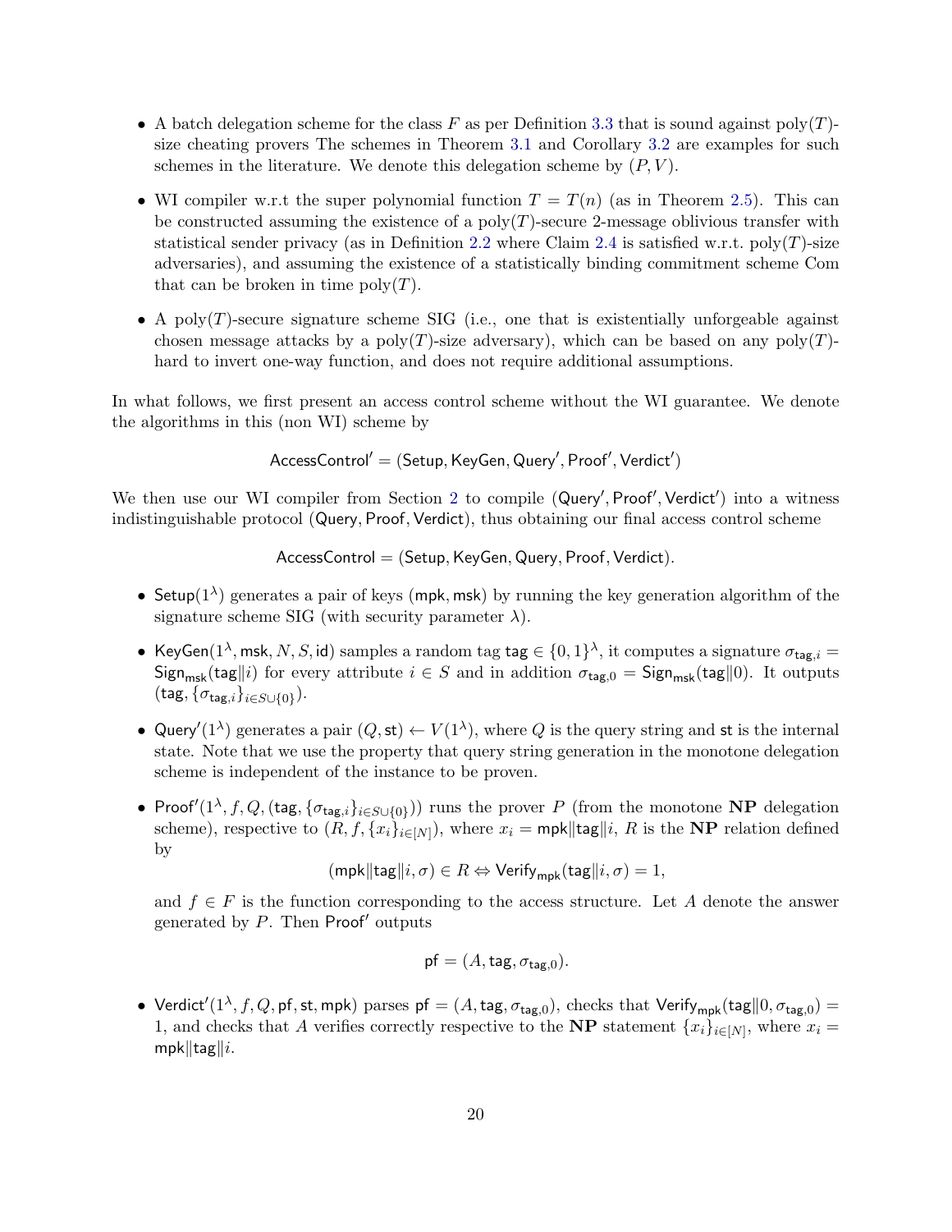- A batch delegation scheme for the class $F$ as per Definition 3.3 that is sound against poly($T$)-size cheating provers The schemes in Theorem 3.1 and Corollary 3.2 are examples for such schemes in the literature. We denote this delegation scheme by $(P, V)$.
- WI compiler w.r.t the super polynomial function $T = T(n)$ (as in Theorem 2.5). This can be constructed assuming the existence of a poly($T$)-secure 2-message oblivious transfer with statistical sender privacy (as in Definition 2.2 where Claim 2.4 is satisfied w.r.t. poly($T$)-size adversaries), and assuming the existence of a statistically binding commitment scheme Com that can be broken in time poly($T$).
- A poly($T$)-secure signature scheme SIG (i.e., one that is existentially unforgeable against chosen message attacks by a poly($T$)-size adversary), which can be based on any poly($T$)-hard to invert one-way function, and does not require additional assumptions.

In what follows, we first present an access control scheme without the WI guarantee. We denote the algorithms in this (non WI) scheme by

$$\mathsf{AccessControl}' = (\mathsf{Setup}, \mathsf{KeyGen}, \mathsf{Query}', \mathsf{Proof}', \mathsf{Verdict}')$$

We then use our WI compiler from Section 2 to compile $(\mathsf{Query}', \mathsf{Proof}', \mathsf{Verdict}')$ into a witness indistinguishable protocol $(\mathsf{Query}, \mathsf{Proof}, \mathsf{Verdict})$, thus obtaining our final access control scheme

$$\mathsf{AccessControl} = (\mathsf{Setup}, \mathsf{KeyGen}, \mathsf{Query}, \mathsf{Proof}, \mathsf{Verdict}).$$

- $\mathsf{Setup}(1^\lambda)$ generates a pair of keys $(\mathsf{mpk}, \mathsf{msk})$ by running the key generation algorithm of the signature scheme SIG (with security parameter $\lambda$).
- $\mathsf{KeyGen}(1^\lambda, \mathsf{msk}, N, S, \mathsf{id})$ samples a random tag $\mathsf{tag} \in \{0,1\}^\lambda$, it computes a signature $\sigma_{\mathsf{tag},i} = \mathsf{Sign}_{\mathsf{msk}}(\mathsf{tag}\|i)$ for every attribute $i \in S$ and in addition $\sigma_{\mathsf{tag},0} = \mathsf{Sign}_{\mathsf{msk}}(\mathsf{tag}\|0)$. It outputs $(\mathsf{tag}, \{\sigma_{\mathsf{tag},i}\}_{i \in S \cup \{0\}})$.
- $\mathsf{Query}'(1^\lambda)$ generates a pair $(Q, \mathsf{st}) \leftarrow V(1^\lambda)$, where $Q$ is the query string and $\mathsf{st}$ is the internal state. Note that we use the property that query string generation in the monotone delegation scheme is independent of the instance to be proven.
- $\mathsf{Proof}'(1^\lambda, f, Q, (\mathsf{tag}, \{\sigma_{\mathsf{tag},i}\}_{i \in S \cup \{0\}}))$ runs the prover $P$ (from the monotone **NP** delegation scheme), respective to $(R, f, \{x_i\}_{i \in [N]})$, where $x_i = \mathsf{mpk}\|\mathsf{tag}\|i$, $R$ is the **NP** relation defined by

$$(\mathsf{mpk}\|\mathsf{tag}\|i, \sigma) \in R \Leftrightarrow \mathsf{Verify}_{\mathsf{mpk}}(\mathsf{tag}\|i, \sigma) = 1,$$

  and $f \in F$ is the function corresponding to the access structure. Let $A$ denote the answer generated by $P$. Then $\mathsf{Proof}'$ outputs

$$\mathsf{pf} = (A, \mathsf{tag}, \sigma_{\mathsf{tag},0}).$$

- $\mathsf{Verdict}'(1^\lambda, f, Q, \mathsf{pf}, \mathsf{st}, \mathsf{mpk})$ parses $\mathsf{pf} = (A, \mathsf{tag}, \sigma_{\mathsf{tag},0})$, checks that $\mathsf{Verify}_{\mathsf{mpk}}(\mathsf{tag}\|0, \sigma_{\mathsf{tag},0}) = 1$, and checks that $A$ verifies correctly respective to the **NP** statement $\{x_i\}_{i \in [N]}$, where $x_i = \mathsf{mpk}\|\mathsf{tag}\|i$.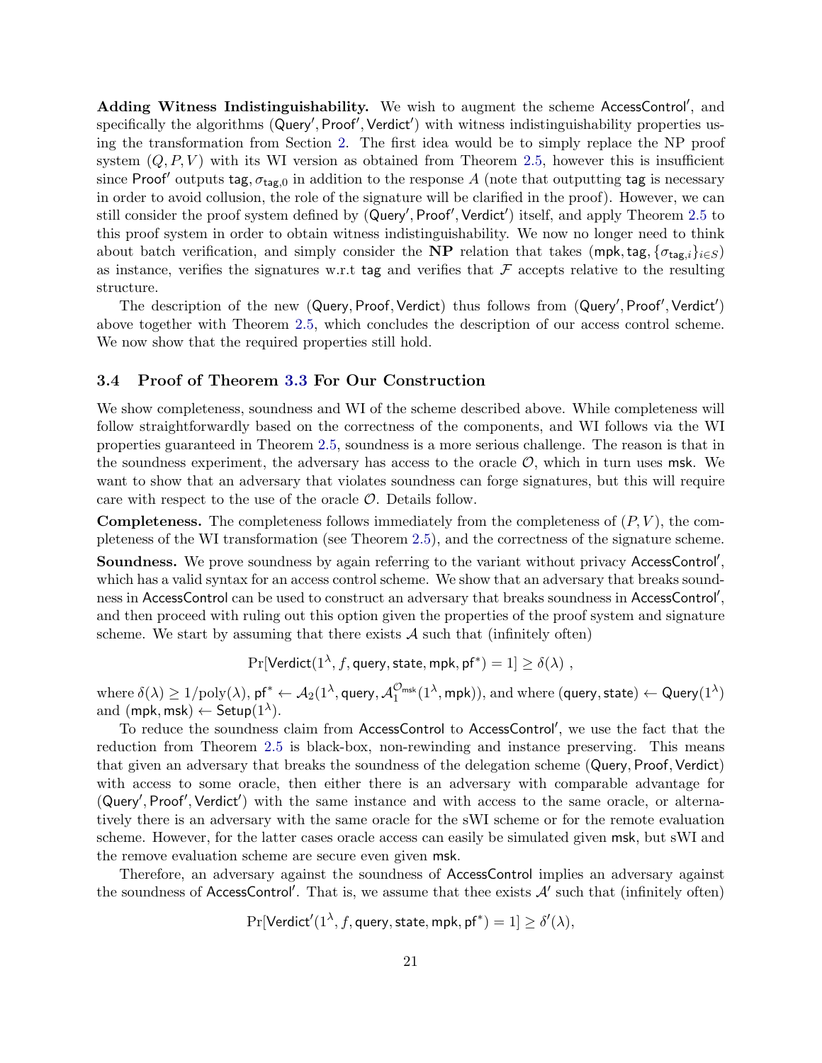**Adding Witness Indistinguishability.** We wish to augment the scheme $\mathsf{AccessControl}'$, and specifically the algorithms $(\mathsf{Query}', \mathsf{Proof}', \mathsf{Verdict}')$ with witness indistinguishability properties using the transformation from Section 2. The first idea would be to simply replace the NP proof system $(Q, P, V)$ with its WI version as obtained from Theorem 2.5, however this is insufficient since $\mathsf{Proof}'$ outputs $\mathsf{tag}, \sigma_{\mathsf{tag},0}$ in addition to the response $A$ (note that outputting $\mathsf{tag}$ is necessary in order to avoid collusion, the role of the signature will be clarified in the proof). However, we can still consider the proof system defined by $(\mathsf{Query}', \mathsf{Proof}', \mathsf{Verdict}')$ itself, and apply Theorem 2.5 to this proof system in order to obtain witness indistinguishability. We now no longer need to think about batch verification, and simply consider the **NP** relation that takes $(\mathsf{mpk}, \mathsf{tag}, \{\sigma_{\mathsf{tag},i}\}_{i \in S})$ as instance, verifies the signatures w.r.t $\mathsf{tag}$ and verifies that $\mathcal{F}$ accepts relative to the resulting structure.

The description of the new $(\mathsf{Query}, \mathsf{Proof}, \mathsf{Verdict})$ thus follows from $(\mathsf{Query}', \mathsf{Proof}', \mathsf{Verdict}')$ above together with Theorem 2.5, which concludes the description of our access control scheme. We now show that the required properties still hold.

### 3.4 Proof of Theorem 3.3 For Our Construction

We show completeness, soundness and WI of the scheme described above. While completeness will follow straightforwardly based on the correctness of the components, and WI follows via the WI properties guaranteed in Theorem 2.5, soundness is a more serious challenge. The reason is that in the soundness experiment, the adversary has access to the oracle $\mathcal{O}$, which in turn uses $\mathsf{msk}$. We want to show that an adversary that violates soundness can forge signatures, but this will require care with respect to the use of the oracle $\mathcal{O}$. Details follow.

**Completeness.** The completeness follows immediately from the completeness of $(P, V)$, the completeness of the WI transformation (see Theorem 2.5), and the correctness of the signature scheme.

**Soundness.** We prove soundness by again referring to the variant without privacy $\mathsf{AccessControl}'$, which has a valid syntax for an access control scheme. We show that an adversary that breaks soundness in $\mathsf{AccessControl}$ can be used to construct an adversary that breaks soundness in $\mathsf{AccessControl}'$, and then proceed with ruling out this option given the properties of the proof system and signature scheme. We start by assuming that there exists $\mathcal{A}$ such that (infinitely often)

$$\Pr[\mathsf{Verdict}(1^\lambda, f, \mathsf{query}, \mathsf{state}, \mathsf{mpk}, \mathsf{pf}^*) = 1] \geq \delta(\lambda) \ ,$$

where $\delta(\lambda) \geq 1/\mathrm{poly}(\lambda)$, $\mathsf{pf}^* \leftarrow \mathcal{A}_2(1^\lambda, \mathsf{query}, \mathcal{A}_1^{\mathcal{O}_{\mathsf{msk}}}(1^\lambda, \mathsf{mpk}))$, and where $(\mathsf{query}, \mathsf{state}) \leftarrow \mathsf{Query}(1^\lambda)$ and $(\mathsf{mpk}, \mathsf{msk}) \leftarrow \mathsf{Setup}(1^\lambda)$.

To reduce the soundness claim from $\mathsf{AccessControl}$ to $\mathsf{AccessControl}'$, we use the fact that the reduction from Theorem 2.5 is black-box, non-rewinding and instance preserving. This means that given an adversary that breaks the soundness of the delegation scheme $(\mathsf{Query}, \mathsf{Proof}, \mathsf{Verdict})$ with access to some oracle, then either there is an adversary with comparable advantage for $(\mathsf{Query}', \mathsf{Proof}', \mathsf{Verdict}')$ with the same instance and with access to the same oracle, or alternatively there is an adversary with the same oracle for the sWI scheme or for the remote evaluation scheme. However, for the latter cases oracle access can easily be simulated given $\mathsf{msk}$, but sWI and the remove evaluation scheme are secure even given $\mathsf{msk}$.

Therefore, an adversary against the soundness of $\mathsf{AccessControl}$ implies an adversary against the soundness of $\mathsf{AccessControl}'$. That is, we assume that thee exists $\mathcal{A}'$ such that (infinitely often)

$$\Pr[\mathsf{Verdict}'(1^\lambda, f, \mathsf{query}, \mathsf{state}, \mathsf{mpk}, \mathsf{pf}^*) = 1] \geq \delta'(\lambda),$$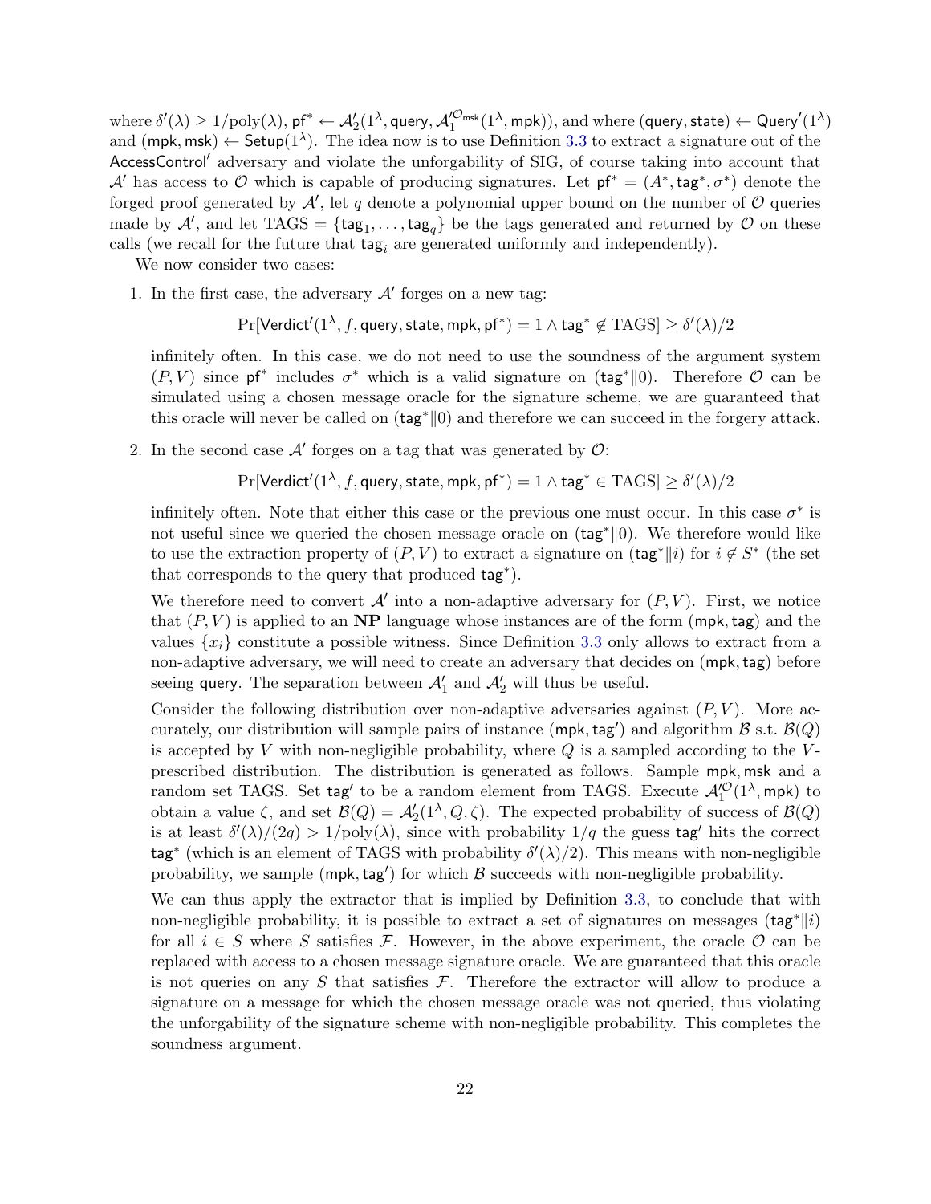where $\delta'(\lambda) \geq 1/\text{poly}(\lambda)$, $\mathsf{pf}^* \leftarrow \mathcal{A}'_2(1^\lambda, \mathsf{query}, \mathcal{A}'^{\mathcal{O}_{\mathsf{msk}}}_1(1^\lambda, \mathsf{mpk}))$, and where $(\mathsf{query}, \mathsf{state}) \leftarrow \mathsf{Query}'(1^\lambda)$ and $(\mathsf{mpk}, \mathsf{msk}) \leftarrow \mathsf{Setup}(1^\lambda)$. The idea now is to use Definition 3.3 to extract a signature out of the $\mathsf{AccessControl}'$ adversary and violate the unforgability of SIG, of course taking into account that $\mathcal{A}'$ has access to $\mathcal{O}$ which is capable of producing signatures. Let $\mathsf{pf}^* = (A^*, \mathsf{tag}^*, \sigma^*)$ denote the forged proof generated by $\mathcal{A}'$, let $q$ denote a polynomial upper bound on the number of $\mathcal{O}$ queries made by $\mathcal{A}'$, and let $\text{TAGS} = \{\mathsf{tag}_1, \ldots, \mathsf{tag}_q\}$ be the tags generated and returned by $\mathcal{O}$ on these calls (we recall for the future that $\mathsf{tag}_i$ are generated uniformly and independently).

We now consider two cases:

1. In the first case, the adversary $\mathcal{A}'$ forges on a new tag:

   $$\Pr[\mathsf{Verdict}'(1^\lambda, f, \mathsf{query}, \mathsf{state}, \mathsf{mpk}, \mathsf{pf}^*) = 1 \wedge \mathsf{tag}^* \notin \text{TAGS}] \geq \delta'(\lambda)/2$$

   infinitely often. In this case, we do not need to use the soundness of the argument system $(P, V)$ since $\mathsf{pf}^*$ includes $\sigma^*$ which is a valid signature on $(\mathsf{tag}^* \| 0)$. Therefore $\mathcal{O}$ can be simulated using a chosen message oracle for the signature scheme, we are guaranteed that this oracle will never be called on $(\mathsf{tag}^* \| 0)$ and therefore we can succeed in the forgery attack.

2. In the second case $\mathcal{A}'$ forges on a tag that was generated by $\mathcal{O}$:

   $$\Pr[\mathsf{Verdict}'(1^\lambda, f, \mathsf{query}, \mathsf{state}, \mathsf{mpk}, \mathsf{pf}^*) = 1 \wedge \mathsf{tag}^* \in \text{TAGS}] \geq \delta'(\lambda)/2$$

   infinitely often. Note that either this case or the previous one must occur. In this case $\sigma^*$ is not useful since we queried the chosen message oracle on $(\mathsf{tag}^* \| 0)$. We therefore would like to use the extraction property of $(P, V)$ to extract a signature on $(\mathsf{tag}^* \| i)$ for $i \notin S^*$ (the set that corresponds to the query that produced $\mathsf{tag}^*$).

   We therefore need to convert $\mathcal{A}'$ into a non-adaptive adversary for $(P, V)$. First, we notice that $(P, V)$ is applied to an **NP** language whose instances are of the form $(\mathsf{mpk}, \mathsf{tag})$ and the values $\{x_i\}$ constitute a possible witness. Since Definition 3.3 only allows to extract from a non-adaptive adversary, we will need to create an adversary that decides on $(\mathsf{mpk}, \mathsf{tag})$ before seeing $\mathsf{query}$. The separation between $\mathcal{A}'_1$ and $\mathcal{A}'_2$ will thus be useful.

   Consider the following distribution over non-adaptive adversaries against $(P, V)$. More accurately, our distribution will sample pairs of instance $(\mathsf{mpk}, \mathsf{tag}')$ and algorithm $\mathcal{B}$ s.t. $\mathcal{B}(Q)$ is accepted by $V$ with non-negligible probability, where $Q$ is a sampled according to the $V$-prescribed distribution. The distribution is generated as follows. Sample $\mathsf{mpk}, \mathsf{msk}$ and a random set TAGS. Set $\mathsf{tag}'$ to be a random element from TAGS. Execute $\mathcal{A}'^{\mathcal{O}}_1(1^\lambda, \mathsf{mpk})$ to obtain a value $\zeta$, and set $\mathcal{B}(Q) = \mathcal{A}'_2(1^\lambda, Q, \zeta)$. The expected probability of success of $\mathcal{B}(Q)$ is at least $\delta'(\lambda)/(2q) > 1/\text{poly}(\lambda)$, since with probability $1/q$ the guess $\mathsf{tag}'$ hits the correct $\mathsf{tag}^*$ (which is an element of TAGS with probability $\delta'(\lambda)/2$). This means with non-negligible probability, we sample $(\mathsf{mpk}, \mathsf{tag}')$ for which $\mathcal{B}$ succeeds with non-negligible probability.

   We can thus apply the extractor that is implied by Definition 3.3, to conclude that with non-negligible probability, it is possible to extract a set of signatures on messages $(\mathsf{tag}^* \| i)$ for all $i \in S$ where $S$ satisfies $\mathcal{F}$. However, in the above experiment, the oracle $\mathcal{O}$ can be replaced with access to a chosen message signature oracle. We are guaranteed that this oracle is not queries on any $S$ that satisfies $\mathcal{F}$. Therefore the extractor will allow to produce a signature on a message for which the chosen message oracle was not queried, thus violating the unforgability of the signature scheme with non-negligible probability. This completes the soundness argument.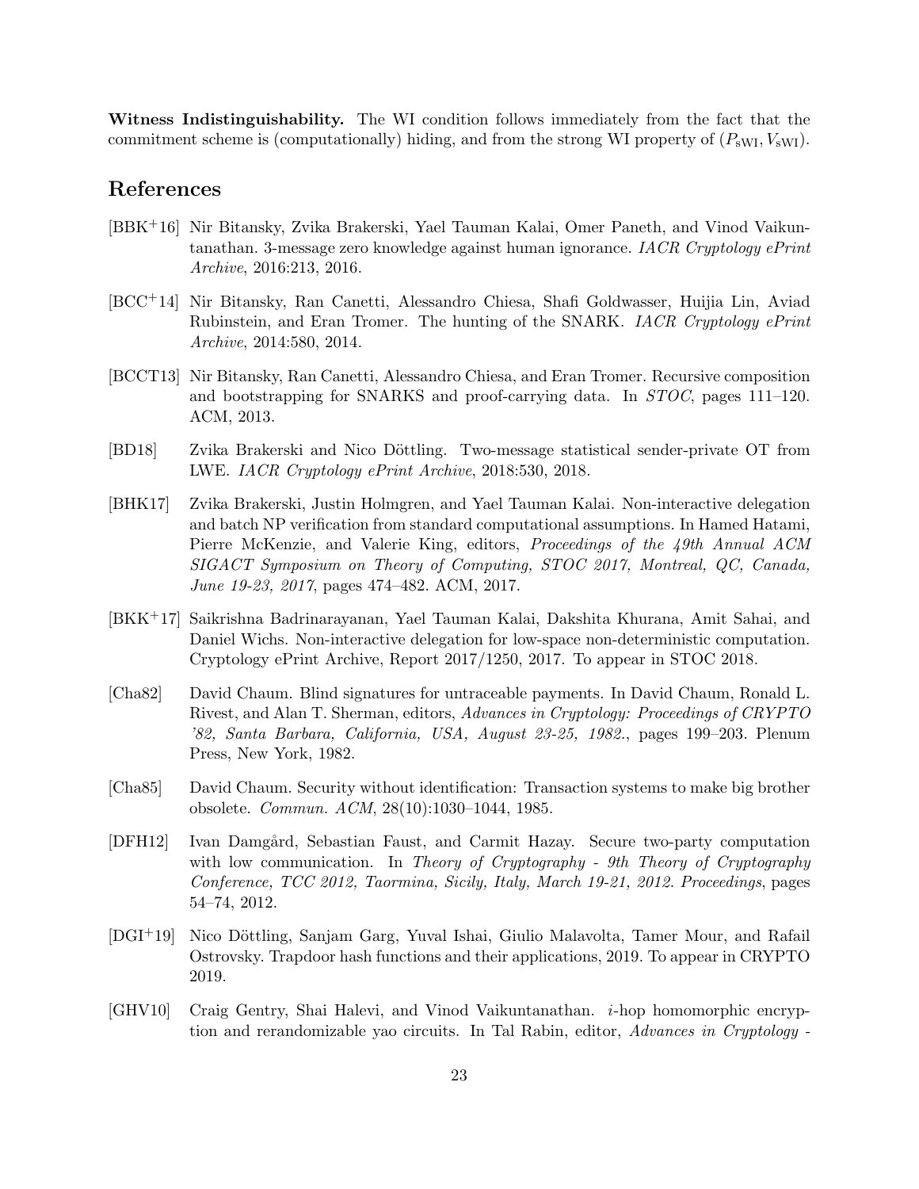**Witness Indistinguishability.** The WI condition follows immediately from the fact that the commitment scheme is (computationally) hiding, and from the strong WI property of $(P_{\mathrm{sWI}}, V_{\mathrm{sWI}})$.

# References

[BBK+16] Nir Bitansky, Zvika Brakerski, Yael Tauman Kalai, Omer Paneth, and Vinod Vaikuntanathan. 3-message zero knowledge against human ignorance. *IACR Cryptology ePrint Archive*, 2016:213, 2016.

[BCC+14] Nir Bitansky, Ran Canetti, Alessandro Chiesa, Shafi Goldwasser, Huijia Lin, Aviad Rubinstein, and Eran Tromer. The hunting of the SNARK. *IACR Cryptology ePrint Archive*, 2014:580, 2014.

[BCCT13] Nir Bitansky, Ran Canetti, Alessandro Chiesa, and Eran Tromer. Recursive composition and bootstrapping for SNARKS and proof-carrying data. In *STOC*, pages 111–120. ACM, 2013.

[BD18] Zvika Brakerski and Nico Döttling. Two-message statistical sender-private OT from LWE. *IACR Cryptology ePrint Archive*, 2018:530, 2018.

[BHK17] Zvika Brakerski, Justin Holmgren, and Yael Tauman Kalai. Non-interactive delegation and batch NP verification from standard computational assumptions. In Hamed Hatami, Pierre McKenzie, and Valerie King, editors, *Proceedings of the 49th Annual ACM SIGACT Symposium on Theory of Computing, STOC 2017, Montreal, QC, Canada, June 19-23, 2017*, pages 474–482. ACM, 2017.

[BKK+17] Saikrishna Badrinarayanan, Yael Tauman Kalai, Dakshita Khurana, Amit Sahai, and Daniel Wichs. Non-interactive delegation for low-space non-deterministic computation. Cryptology ePrint Archive, Report 2017/1250, 2017. To appear in STOC 2018.

[Cha82] David Chaum. Blind signatures for untraceable payments. In David Chaum, Ronald L. Rivest, and Alan T. Sherman, editors, *Advances in Cryptology: Proceedings of CRYPTO '82, Santa Barbara, California, USA, August 23-25, 1982.*, pages 199–203. Plenum Press, New York, 1982.

[Cha85] David Chaum. Security without identification: Transaction systems to make big brother obsolete. *Commun. ACM*, 28(10):1030–1044, 1985.

[DFH12] Ivan Damgård, Sebastian Faust, and Carmit Hazay. Secure two-party computation with low communication. In *Theory of Cryptography - 9th Theory of Cryptography Conference, TCC 2012, Taormina, Sicily, Italy, March 19-21, 2012. Proceedings*, pages 54–74, 2012.

[DGI+19] Nico Döttling, Sanjam Garg, Yuval Ishai, Giulio Malavolta, Tamer Mour, and Rafail Ostrovsky. Trapdoor hash functions and their applications, 2019. To appear in CRYPTO 2019.

[GHV10] Craig Gentry, Shai Halevi, and Vinod Vaikuntanathan. *i*-hop homomorphic encryption and rerandomizable yao circuits. In Tal Rabin, editor, *Advances in Cryptology -*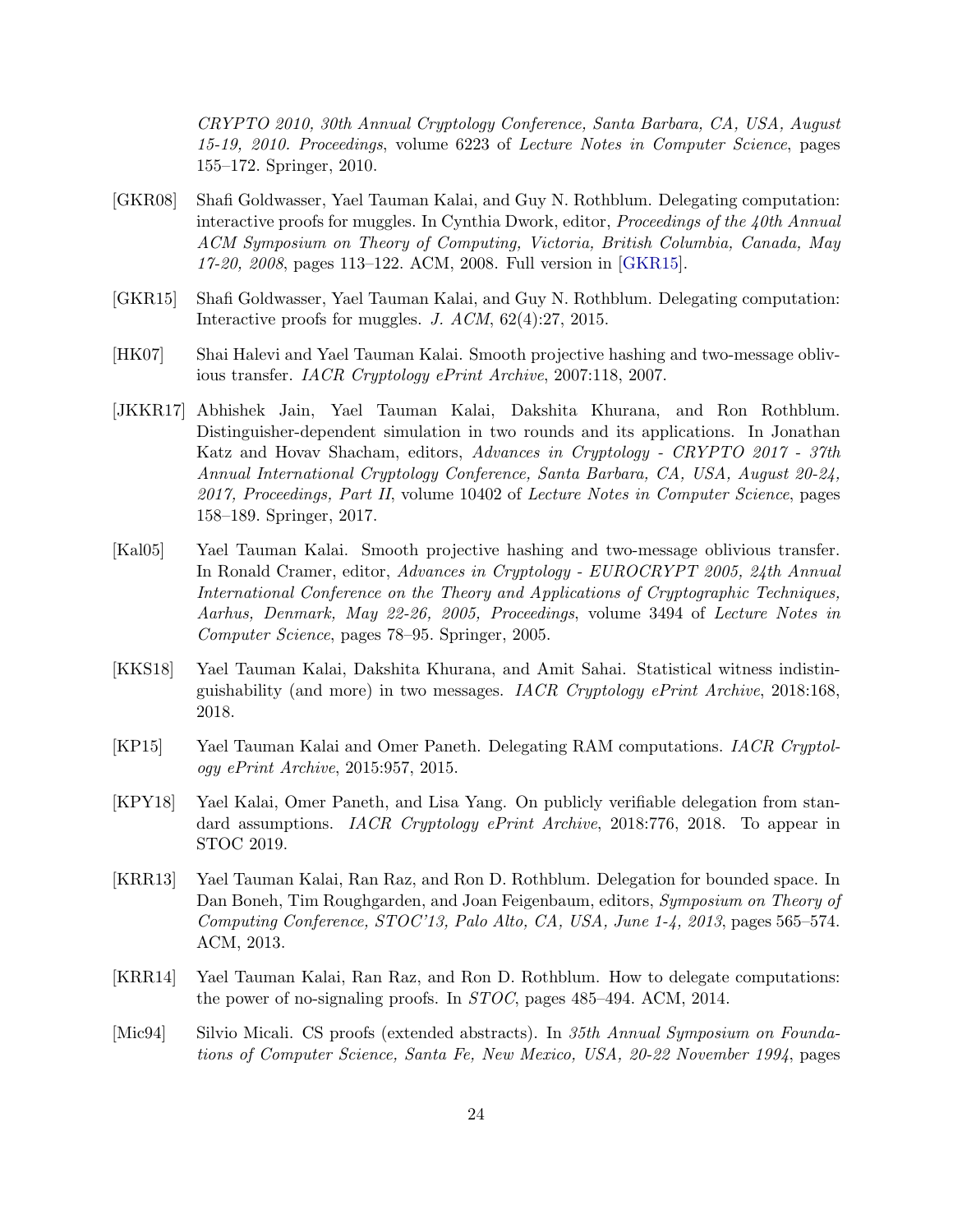*CRYPTO 2010, 30th Annual Cryptology Conference, Santa Barbara, CA, USA, August 15-19, 2010. Proceedings*, volume 6223 of *Lecture Notes in Computer Science*, pages 155–172. Springer, 2010.

[GKR08] Shafi Goldwasser, Yael Tauman Kalai, and Guy N. Rothblum. Delegating computation: interactive proofs for muggles. In Cynthia Dwork, editor, *Proceedings of the 40th Annual ACM Symposium on Theory of Computing, Victoria, British Columbia, Canada, May 17-20, 2008*, pages 113–122. ACM, 2008. Full version in [GKR15].

[GKR15] Shafi Goldwasser, Yael Tauman Kalai, and Guy N. Rothblum. Delegating computation: Interactive proofs for muggles. *J. ACM*, 62(4):27, 2015.

[HK07] Shai Halevi and Yael Tauman Kalai. Smooth projective hashing and two-message oblivious transfer. *IACR Cryptology ePrint Archive*, 2007:118, 2007.

[JKKR17] Abhishek Jain, Yael Tauman Kalai, Dakshita Khurana, and Ron Rothblum. Distinguisher-dependent simulation in two rounds and its applications. In Jonathan Katz and Hovav Shacham, editors, *Advances in Cryptology - CRYPTO 2017 - 37th Annual International Cryptology Conference, Santa Barbara, CA, USA, August 20-24, 2017, Proceedings, Part II*, volume 10402 of *Lecture Notes in Computer Science*, pages 158–189. Springer, 2017.

[Kal05] Yael Tauman Kalai. Smooth projective hashing and two-message oblivious transfer. In Ronald Cramer, editor, *Advances in Cryptology - EUROCRYPT 2005, 24th Annual International Conference on the Theory and Applications of Cryptographic Techniques, Aarhus, Denmark, May 22-26, 2005, Proceedings*, volume 3494 of *Lecture Notes in Computer Science*, pages 78–95. Springer, 2005.

[KKS18] Yael Tauman Kalai, Dakshita Khurana, and Amit Sahai. Statistical witness indistinguishability (and more) in two messages. *IACR Cryptology ePrint Archive*, 2018:168, 2018.

[KP15] Yael Tauman Kalai and Omer Paneth. Delegating RAM computations. *IACR Cryptology ePrint Archive*, 2015:957, 2015.

[KPY18] Yael Kalai, Omer Paneth, and Lisa Yang. On publicly verifiable delegation from standard assumptions. *IACR Cryptology ePrint Archive*, 2018:776, 2018. To appear in STOC 2019.

[KRR13] Yael Tauman Kalai, Ran Raz, and Ron D. Rothblum. Delegation for bounded space. In Dan Boneh, Tim Roughgarden, and Joan Feigenbaum, editors, *Symposium on Theory of Computing Conference, STOC'13, Palo Alto, CA, USA, June 1-4, 2013*, pages 565–574. ACM, 2013.

[KRR14] Yael Tauman Kalai, Ran Raz, and Ron D. Rothblum. How to delegate computations: the power of no-signaling proofs. In *STOC*, pages 485–494. ACM, 2014.

[Mic94] Silvio Micali. CS proofs (extended abstracts). In *35th Annual Symposium on Foundations of Computer Science, Santa Fe, New Mexico, USA, 20-22 November 1994*, pages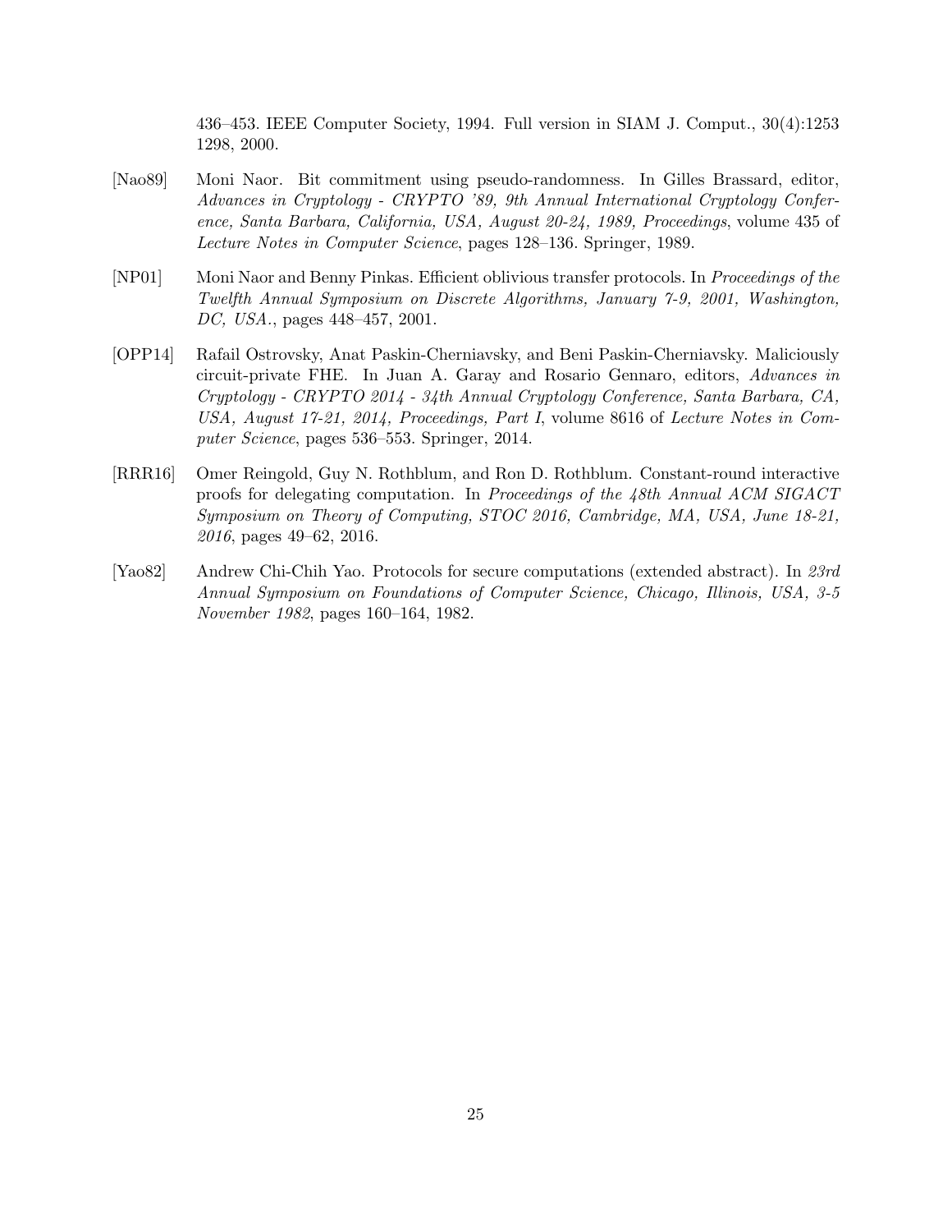436–453. IEEE Computer Society, 1994. Full version in SIAM J. Comput., 30(4):1253 1298, 2000.

[Nao89] Moni Naor. Bit commitment using pseudo-randomness. In Gilles Brassard, editor, *Advances in Cryptology - CRYPTO '89, 9th Annual International Cryptology Conference, Santa Barbara, California, USA, August 20-24, 1989, Proceedings*, volume 435 of *Lecture Notes in Computer Science*, pages 128–136. Springer, 1989.

[NP01] Moni Naor and Benny Pinkas. Efficient oblivious transfer protocols. In *Proceedings of the Twelfth Annual Symposium on Discrete Algorithms, January 7-9, 2001, Washington, DC, USA.*, pages 448–457, 2001.

[OPP14] Rafail Ostrovsky, Anat Paskin-Cherniavsky, and Beni Paskin-Cherniavsky. Maliciously circuit-private FHE. In Juan A. Garay and Rosario Gennaro, editors, *Advances in Cryptology - CRYPTO 2014 - 34th Annual Cryptology Conference, Santa Barbara, CA, USA, August 17-21, 2014, Proceedings, Part I*, volume 8616 of *Lecture Notes in Computer Science*, pages 536–553. Springer, 2014.

[RRR16] Omer Reingold, Guy N. Rothblum, and Ron D. Rothblum. Constant-round interactive proofs for delegating computation. In *Proceedings of the 48th Annual ACM SIGACT Symposium on Theory of Computing, STOC 2016, Cambridge, MA, USA, June 18-21, 2016*, pages 49–62, 2016.

[Yao82] Andrew Chi-Chih Yao. Protocols for secure computations (extended abstract). In *23rd Annual Symposium on Foundations of Computer Science, Chicago, Illinois, USA, 3-5 November 1982*, pages 160–164, 1982.